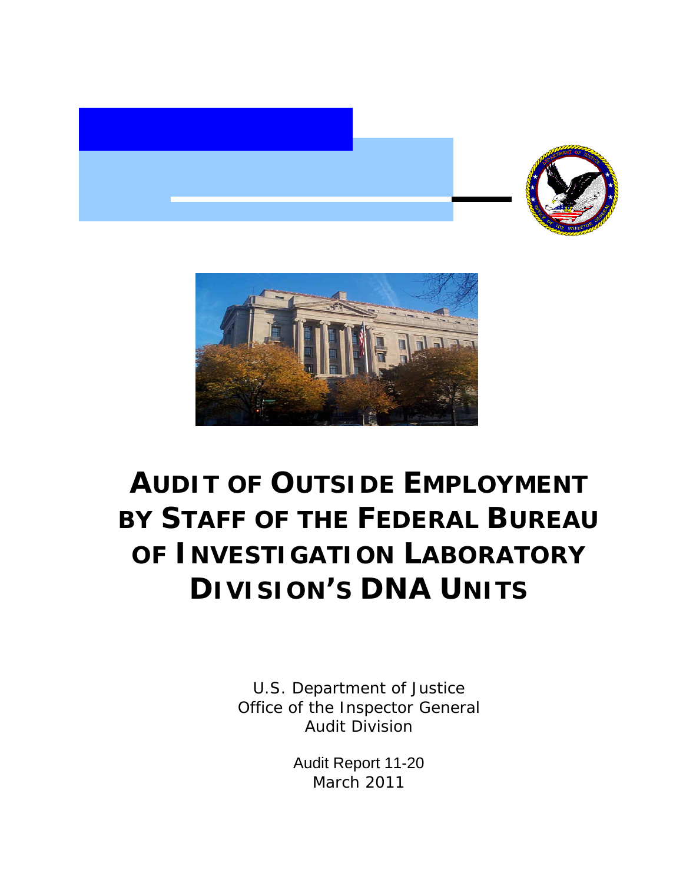# AUDIT OF OUTSIDE EMPLOYMENT BY STAFF OF THE FEDERAL BUREAU OF INVESTIGATION LABORATORY DIVISION'S DNA UNITS

U.S. Department of Justice
Office of the Inspector General
Audit Division

Audit Report 11-20
March 2011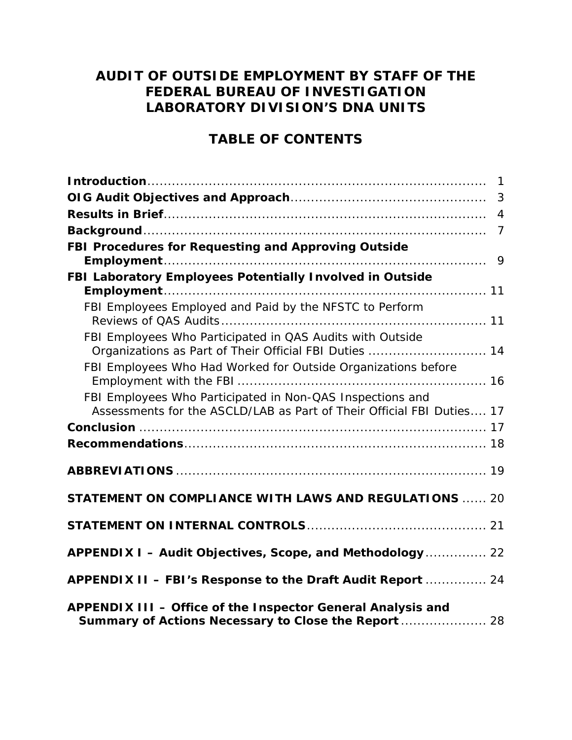# AUDIT OF OUTSIDE EMPLOYMENT BY STAFF OF THE FEDERAL BUREAU OF INVESTIGATION LABORATORY DIVISION'S DNA UNITS

## TABLE OF CONTENTS

**Introduction** ..... 1

**OIG Audit Objectives and Approach** ..... 3

**Results in Brief** ..... 4

**Background** ..... 7

**FBI Procedures for Requesting and Approving Outside Employment** ..... 9

**FBI Laboratory Employees Potentially Involved in Outside Employment** ..... 11

- FBI Employees Employed and Paid by the NFSTC to Perform Reviews of QAS Audits ..... 11
- FBI Employees Who Participated in QAS Audits with Outside Organizations as Part of Their Official FBI Duties ..... 14
- FBI Employees Who Had Worked for Outside Organizations before Employment with the FBI ..... 16
- FBI Employees Who Participated in Non-QAS Inspections and Assessments for the ASCLD/LAB as Part of Their Official FBI Duties ..... 17

**Conclusion** ..... 17

**Recommendations** ..... 18

**ABBREVIATIONS** ..... 19

**STATEMENT ON COMPLIANCE WITH LAWS AND REGULATIONS** ..... 20

**STATEMENT ON INTERNAL CONTROLS** ..... 21

**APPENDIX I – Audit Objectives, Scope, and Methodology** ..... 22

**APPENDIX II – FBI's Response to the Draft Audit Report** ..... 24

**APPENDIX III – Office of the Inspector General Analysis and Summary of Actions Necessary to Close the Report** ..... 28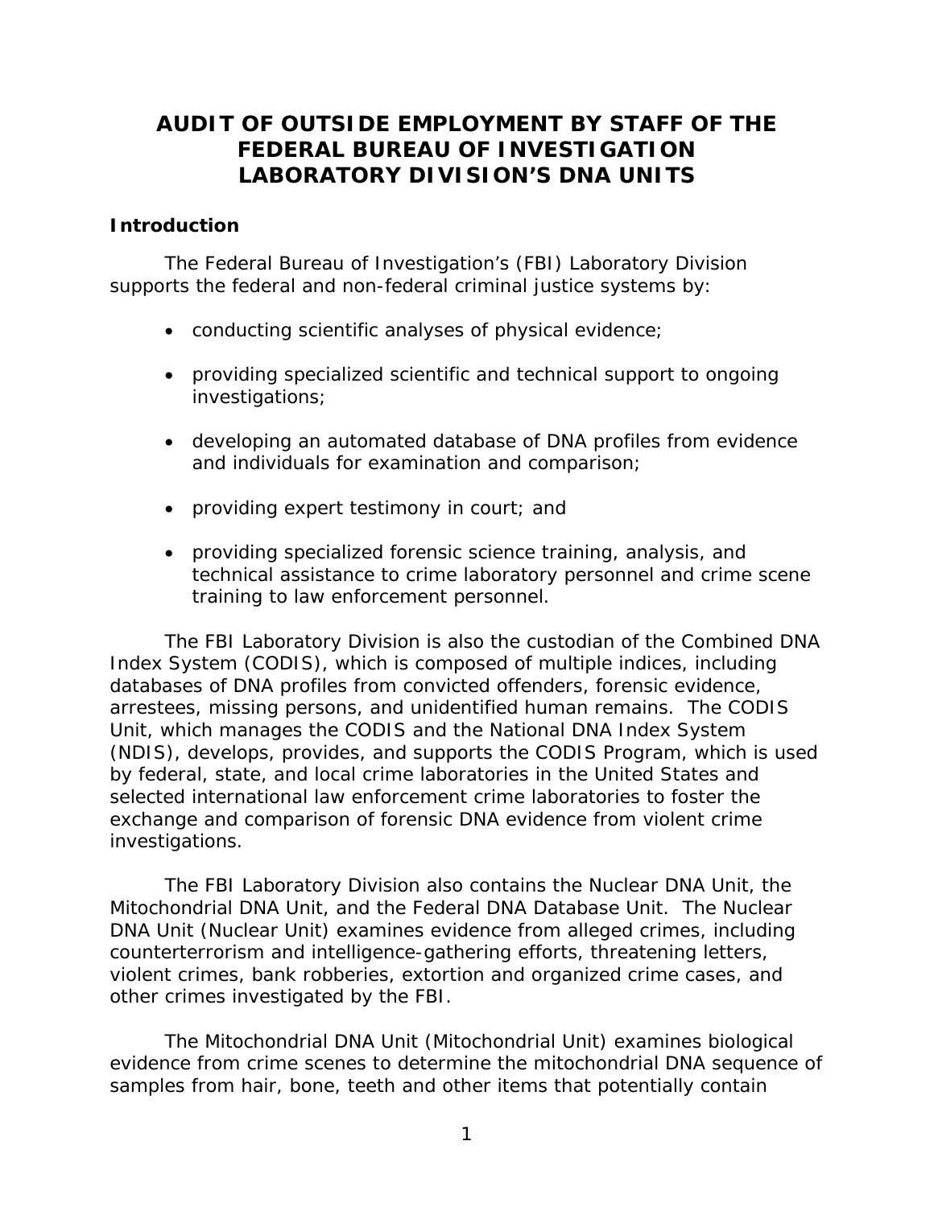# AUDIT OF OUTSIDE EMPLOYMENT BY STAFF OF THE FEDERAL BUREAU OF INVESTIGATION LABORATORY DIVISION'S DNA UNITS

## Introduction

The Federal Bureau of Investigation's (FBI) Laboratory Division supports the federal and non-federal criminal justice systems by:

- conducting scientific analyses of physical evidence;
- providing specialized scientific and technical support to ongoing investigations;
- developing an automated database of DNA profiles from evidence and individuals for examination and comparison;
- providing expert testimony in court; and
- providing specialized forensic science training, analysis, and technical assistance to crime laboratory personnel and crime scene training to law enforcement personnel.

The FBI Laboratory Division is also the custodian of the Combined DNA Index System (CODIS), which is composed of multiple indices, including databases of DNA profiles from convicted offenders, forensic evidence, arrestees, missing persons, and unidentified human remains. The CODIS Unit, which manages the CODIS and the National DNA Index System (NDIS), develops, provides, and supports the CODIS Program, which is used by federal, state, and local crime laboratories in the United States and selected international law enforcement crime laboratories to foster the exchange and comparison of forensic DNA evidence from violent crime investigations.

The FBI Laboratory Division also contains the Nuclear DNA Unit, the Mitochondrial DNA Unit, and the Federal DNA Database Unit. The Nuclear DNA Unit (Nuclear Unit) examines evidence from alleged crimes, including counterterrorism and intelligence-gathering efforts, threatening letters, violent crimes, bank robberies, extortion and organized crime cases, and other crimes investigated by the FBI.

The Mitochondrial DNA Unit (Mitochondrial Unit) examines biological evidence from crime scenes to determine the mitochondrial DNA sequence of samples from hair, bone, teeth and other items that potentially contain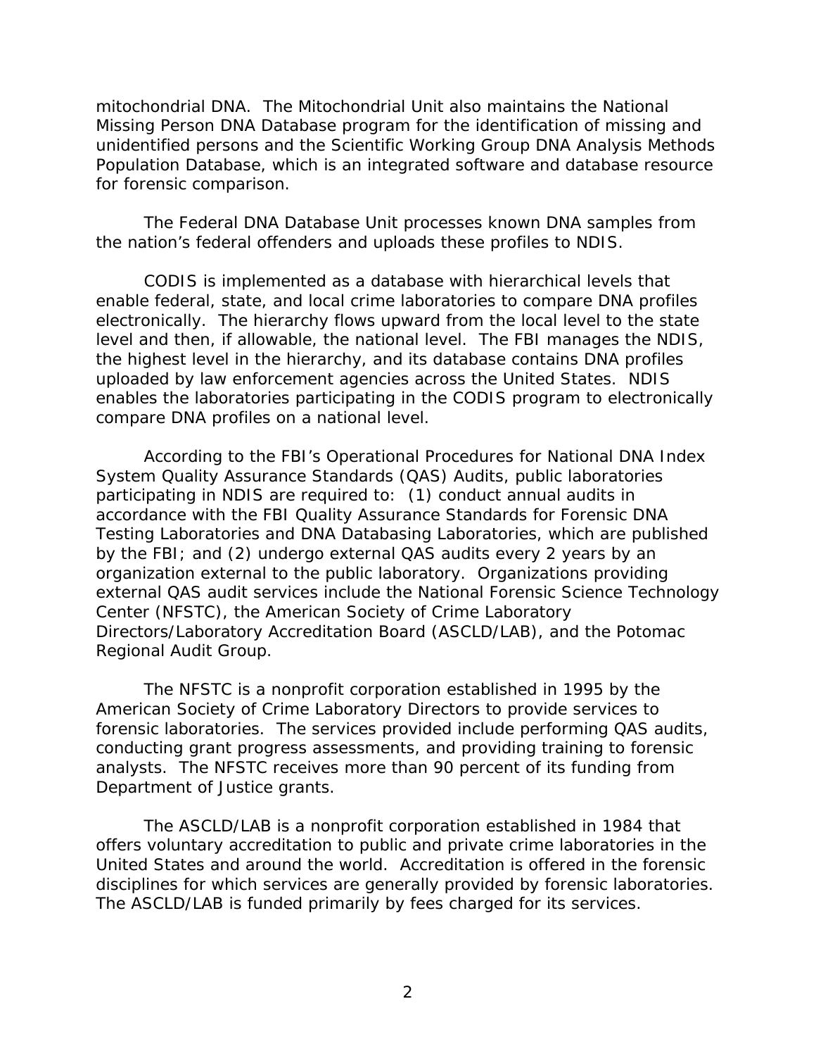mitochondrial DNA. The Mitochondrial Unit also maintains the National Missing Person DNA Database program for the identification of missing and unidentified persons and the Scientific Working Group DNA Analysis Methods Population Database, which is an integrated software and database resource for forensic comparison.

The Federal DNA Database Unit processes known DNA samples from the nation's federal offenders and uploads these profiles to NDIS.

CODIS is implemented as a database with hierarchical levels that enable federal, state, and local crime laboratories to compare DNA profiles electronically. The hierarchy flows upward from the local level to the state level and then, if allowable, the national level. The FBI manages the NDIS, the highest level in the hierarchy, and its database contains DNA profiles uploaded by law enforcement agencies across the United States. NDIS enables the laboratories participating in the CODIS program to electronically compare DNA profiles on a national level.

According to the FBI's Operational Procedures for National DNA Index System Quality Assurance Standards (QAS) Audits, public laboratories participating in NDIS are required to: (1) conduct annual audits in accordance with the FBI Quality Assurance Standards for Forensic DNA Testing Laboratories and DNA Databasing Laboratories, which are published by the FBI; and (2) undergo external QAS audits every 2 years by an organization external to the public laboratory. Organizations providing external QAS audit services include the National Forensic Science Technology Center (NFSTC), the American Society of Crime Laboratory Directors/Laboratory Accreditation Board (ASCLD/LAB), and the Potomac Regional Audit Group.

The NFSTC is a nonprofit corporation established in 1995 by the American Society of Crime Laboratory Directors to provide services to forensic laboratories. The services provided include performing QAS audits, conducting grant progress assessments, and providing training to forensic analysts. The NFSTC receives more than 90 percent of its funding from Department of Justice grants.

The ASCLD/LAB is a nonprofit corporation established in 1984 that offers voluntary accreditation to public and private crime laboratories in the United States and around the world. Accreditation is offered in the forensic disciplines for which services are generally provided by forensic laboratories. The ASCLD/LAB is funded primarily by fees charged for its services.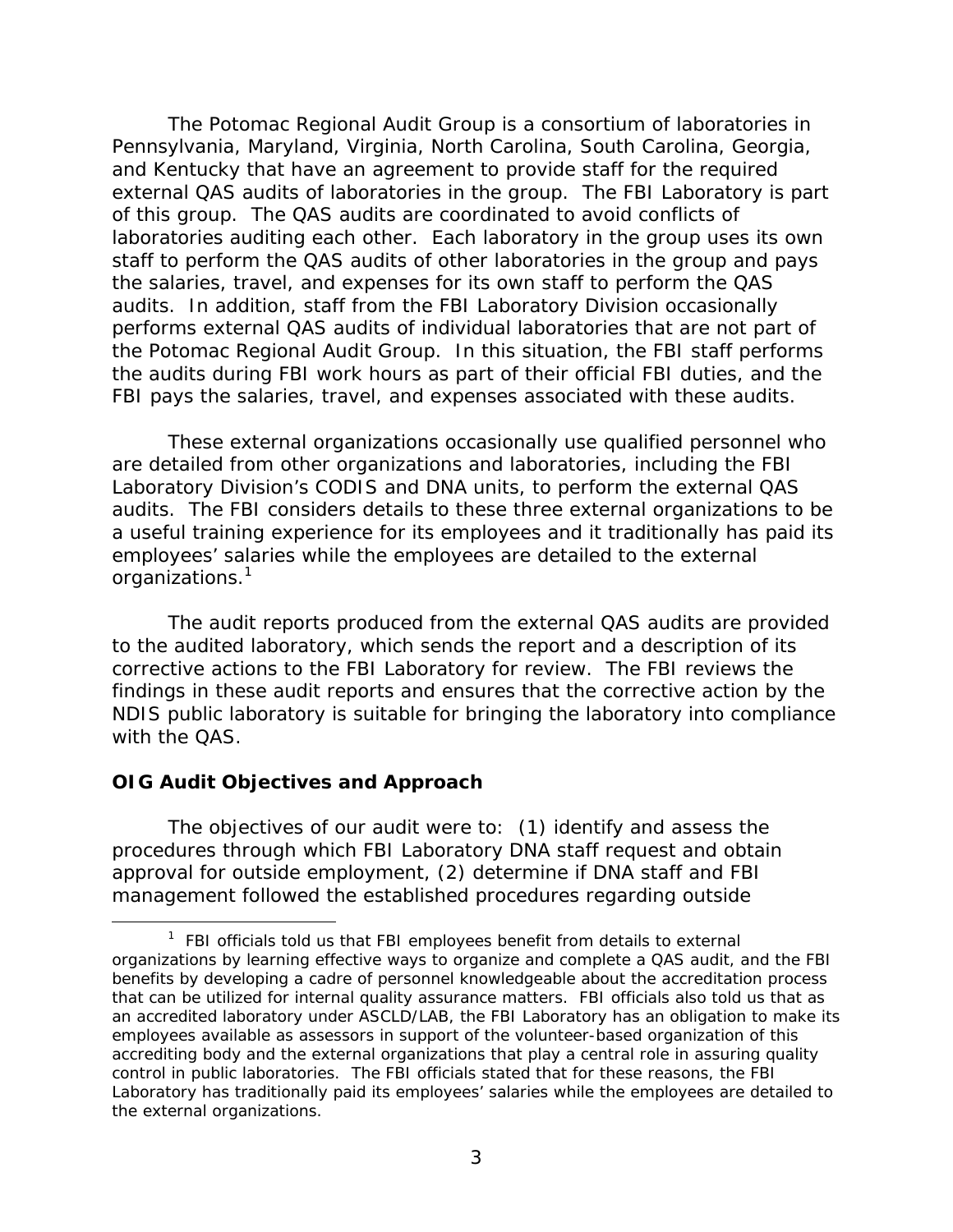The Potomac Regional Audit Group is a consortium of laboratories in Pennsylvania, Maryland, Virginia, North Carolina, South Carolina, Georgia, and Kentucky that have an agreement to provide staff for the required external QAS audits of laboratories in the group. The FBI Laboratory is part of this group. The QAS audits are coordinated to avoid conflicts of laboratories auditing each other. Each laboratory in the group uses its own staff to perform the QAS audits of other laboratories in the group and pays the salaries, travel, and expenses for its own staff to perform the QAS audits. In addition, staff from the FBI Laboratory Division occasionally performs external QAS audits of individual laboratories that are not part of the Potomac Regional Audit Group. In this situation, the FBI staff performs the audits during FBI work hours as part of their official FBI duties, and the FBI pays the salaries, travel, and expenses associated with these audits.

These external organizations occasionally use qualified personnel who are detailed from other organizations and laboratories, including the FBI Laboratory Division's CODIS and DNA units, to perform the external QAS audits. The FBI considers details to these three external organizations to be a useful training experience for its employees and it traditionally has paid its employees' salaries while the employees are detailed to the external organizations.[1]

The audit reports produced from the external QAS audits are provided to the audited laboratory, which sends the report and a description of its corrective actions to the FBI Laboratory for review. The FBI reviews the findings in these audit reports and ensures that the corrective action by the NDIS public laboratory is suitable for bringing the laboratory into compliance with the QAS.

## OIG Audit Objectives and Approach

The objectives of our audit were to: (1) identify and assess the procedures through which FBI Laboratory DNA staff request and obtain approval for outside employment, (2) determine if DNA staff and FBI management followed the established procedures regarding outside

[1] FBI officials told us that FBI employees benefit from details to external organizations by learning effective ways to organize and complete a QAS audit, and the FBI benefits by developing a cadre of personnel knowledgeable about the accreditation process that can be utilized for internal quality assurance matters. FBI officials also told us that as an accredited laboratory under ASCLD/LAB, the FBI Laboratory has an obligation to make its employees available as assessors in support of the volunteer-based organization of this accrediting body and the external organizations that play a central role in assuring quality control in public laboratories. The FBI officials stated that for these reasons, the FBI Laboratory has traditionally paid its employees' salaries while the employees are detailed to the external organizations.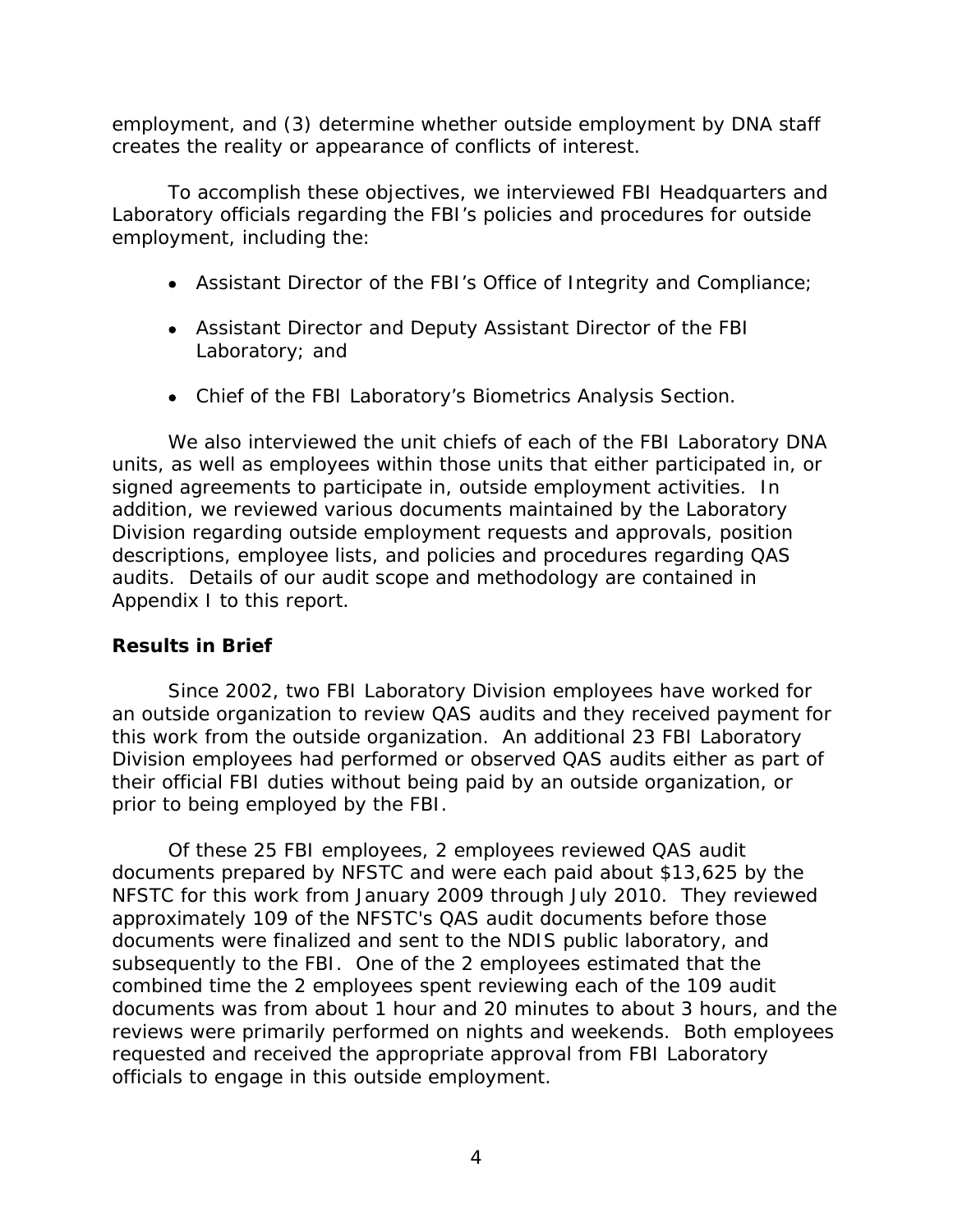employment, and (3) determine whether outside employment by DNA staff creates the reality or appearance of conflicts of interest.

To accomplish these objectives, we interviewed FBI Headquarters and Laboratory officials regarding the FBI's policies and procedures for outside employment, including the:

- Assistant Director of the FBI's Office of Integrity and Compliance;
- Assistant Director and Deputy Assistant Director of the FBI Laboratory; and
- Chief of the FBI Laboratory's Biometrics Analysis Section.

We also interviewed the unit chiefs of each of the FBI Laboratory DNA units, as well as employees within those units that either participated in, or signed agreements to participate in, outside employment activities. In addition, we reviewed various documents maintained by the Laboratory Division regarding outside employment requests and approvals, position descriptions, employee lists, and policies and procedures regarding QAS audits. Details of our audit scope and methodology are contained in Appendix I to this report.

## Results in Brief

Since 2002, two FBI Laboratory Division employees have worked for an outside organization to review QAS audits and they received payment for this work from the outside organization. An additional 23 FBI Laboratory Division employees had performed or observed QAS audits either as part of their official FBI duties without being paid by an outside organization, or prior to being employed by the FBI.

Of these 25 FBI employees, 2 employees reviewed QAS audit documents prepared by NFSTC and were each paid about $13,625 by the NFSTC for this work from January 2009 through July 2010. They reviewed approximately 109 of the NFSTC's QAS audit documents before those documents were finalized and sent to the NDIS public laboratory, and subsequently to the FBI. One of the 2 employees estimated that the combined time the 2 employees spent reviewing each of the 109 audit documents was from about 1 hour and 20 minutes to about 3 hours, and the reviews were primarily performed on nights and weekends. Both employees requested and received the appropriate approval from FBI Laboratory officials to engage in this outside employment.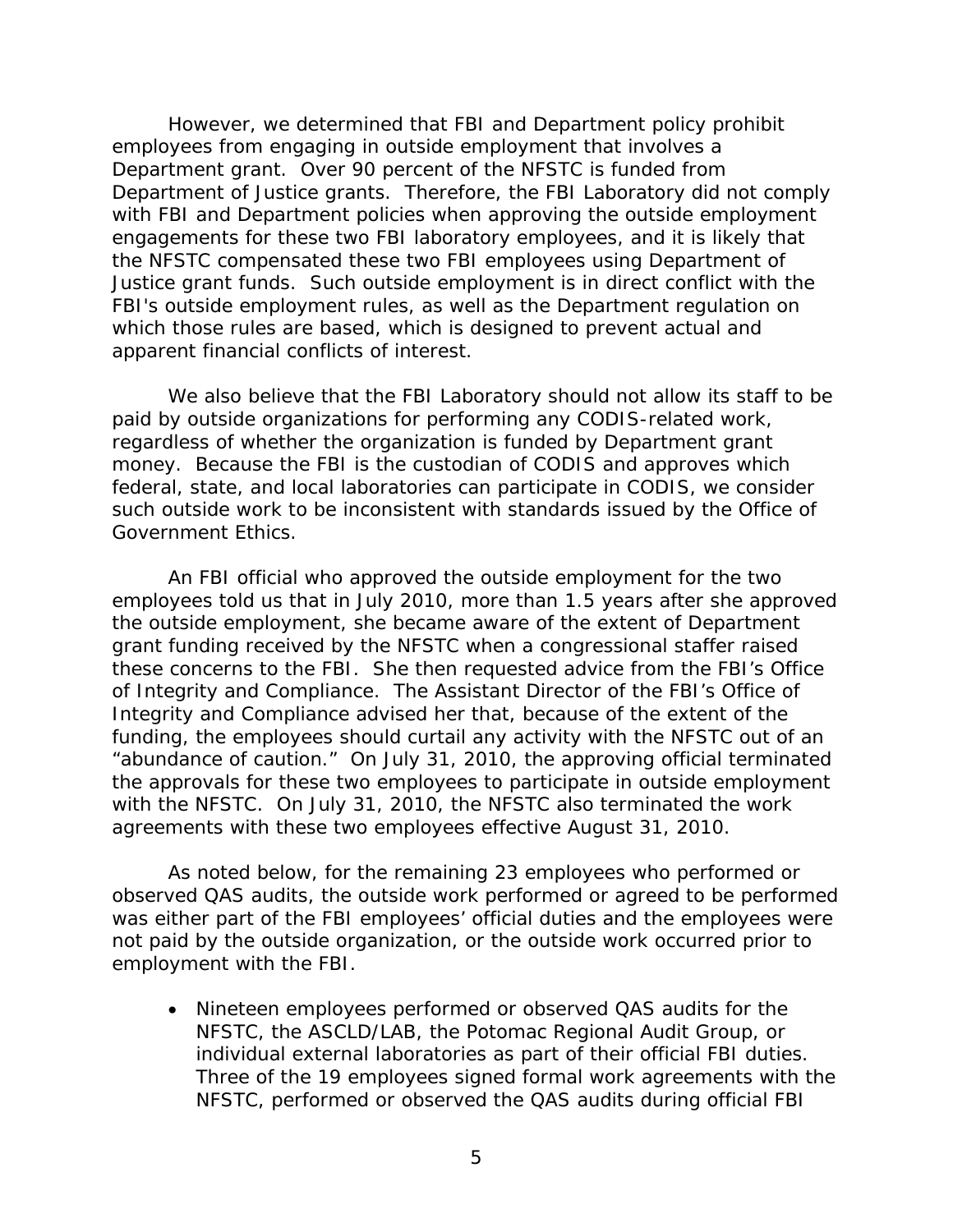However, we determined that FBI and Department policy prohibit employees from engaging in outside employment that involves a Department grant. Over 90 percent of the NFSTC is funded from Department of Justice grants. Therefore, the FBI Laboratory did not comply with FBI and Department policies when approving the outside employment engagements for these two FBI laboratory employees, and it is likely that the NFSTC compensated these two FBI employees using Department of Justice grant funds. Such outside employment is in direct conflict with the FBI's outside employment rules, as well as the Department regulation on which those rules are based, which is designed to prevent actual and apparent financial conflicts of interest.

We also believe that the FBI Laboratory should not allow its staff to be paid by outside organizations for performing any CODIS-related work, regardless of whether the organization is funded by Department grant money. Because the FBI is the custodian of CODIS and approves which federal, state, and local laboratories can participate in CODIS, we consider such outside work to be inconsistent with standards issued by the Office of Government Ethics.

An FBI official who approved the outside employment for the two employees told us that in July 2010, more than 1.5 years after she approved the outside employment, she became aware of the extent of Department grant funding received by the NFSTC when a congressional staffer raised these concerns to the FBI. She then requested advice from the FBI's Office of Integrity and Compliance. The Assistant Director of the FBI's Office of Integrity and Compliance advised her that, because of the extent of the funding, the employees should curtail any activity with the NFSTC out of an "abundance of caution." On July 31, 2010, the approving official terminated the approvals for these two employees to participate in outside employment with the NFSTC. On July 31, 2010, the NFSTC also terminated the work agreements with these two employees effective August 31, 2010.

As noted below, for the remaining 23 employees who performed or observed QAS audits, the outside work performed or agreed to be performed was either part of the FBI employees' official duties and the employees were not paid by the outside organization, or the outside work occurred prior to employment with the FBI.

- Nineteen employees performed or observed QAS audits for the NFSTC, the ASCLD/LAB, the Potomac Regional Audit Group, or individual external laboratories as part of their official FBI duties. Three of the 19 employees signed formal work agreements with the NFSTC, performed or observed the QAS audits during official FBI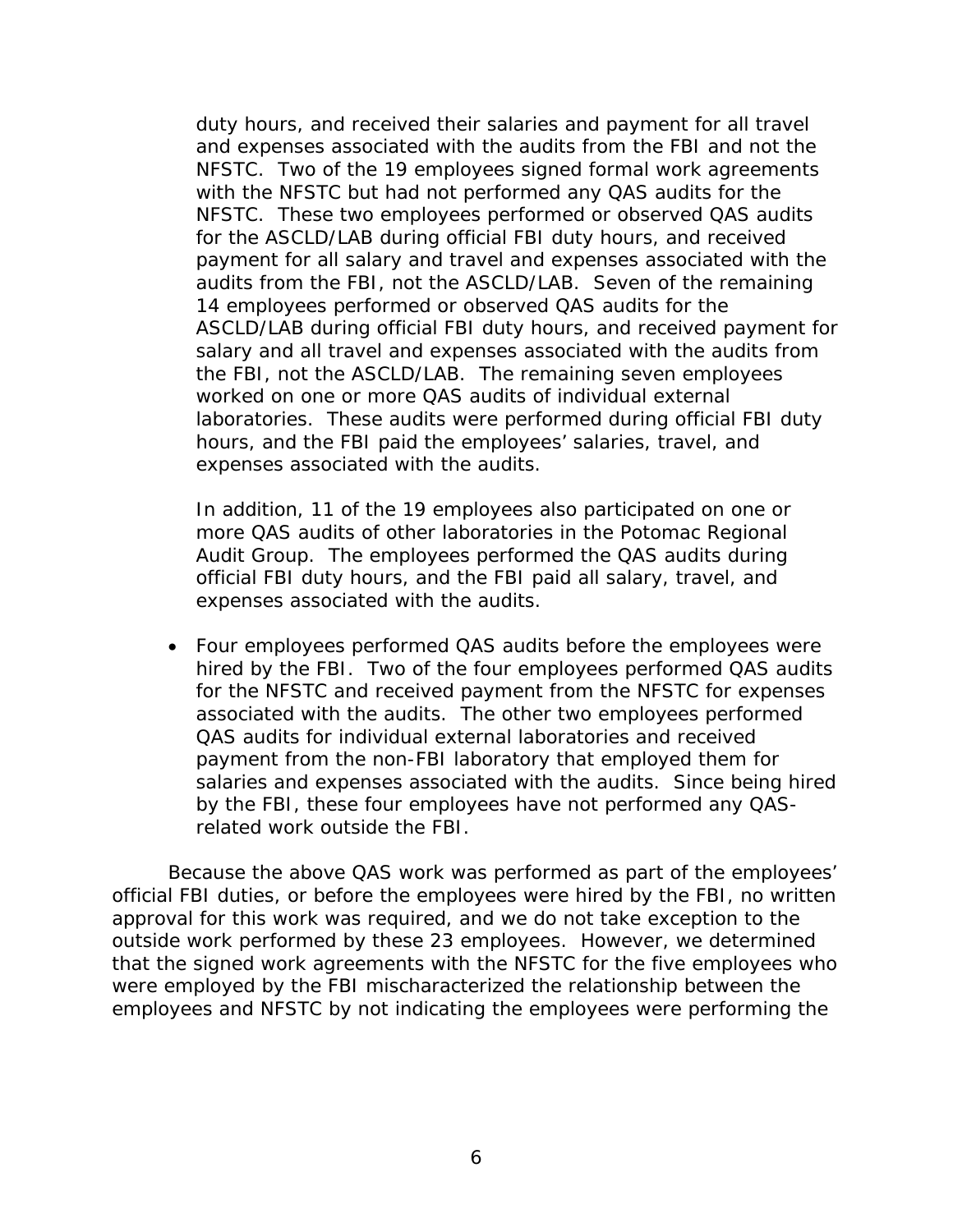duty hours, and received their salaries and payment for all travel and expenses associated with the audits from the FBI and not the NFSTC. Two of the 19 employees signed formal work agreements with the NFSTC but had not performed any QAS audits for the NFSTC. These two employees performed or observed QAS audits for the ASCLD/LAB during official FBI duty hours, and received payment for all salary and travel and expenses associated with the audits from the FBI, not the ASCLD/LAB. Seven of the remaining 14 employees performed or observed QAS audits for the ASCLD/LAB during official FBI duty hours, and received payment for salary and all travel and expenses associated with the audits from the FBI, not the ASCLD/LAB. The remaining seven employees worked on one or more QAS audits of individual external laboratories. These audits were performed during official FBI duty hours, and the FBI paid the employees' salaries, travel, and expenses associated with the audits.

In addition, 11 of the 19 employees also participated on one or more QAS audits of other laboratories in the Potomac Regional Audit Group. The employees performed the QAS audits during official FBI duty hours, and the FBI paid all salary, travel, and expenses associated with the audits.

- Four employees performed QAS audits before the employees were hired by the FBI. Two of the four employees performed QAS audits for the NFSTC and received payment from the NFSTC for expenses associated with the audits. The other two employees performed QAS audits for individual external laboratories and received payment from the non-FBI laboratory that employed them for salaries and expenses associated with the audits. Since being hired by the FBI, these four employees have not performed any QAS-related work outside the FBI.

Because the above QAS work was performed as part of the employees' official FBI duties, or before the employees were hired by the FBI, no written approval for this work was required, and we do not take exception to the outside work performed by these 23 employees. However, we determined that the signed work agreements with the NFSTC for the five employees who were employed by the FBI mischaracterized the relationship between the employees and NFSTC by not indicating the employees were performing the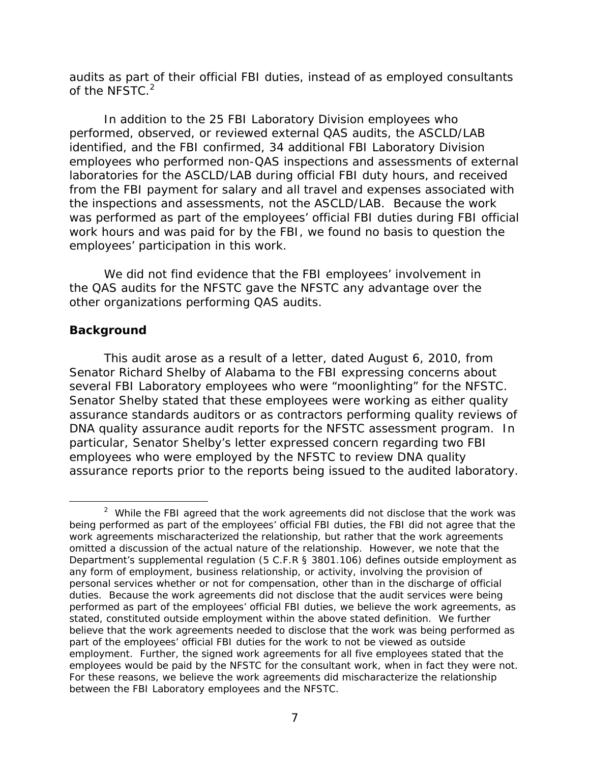audits as part of their official FBI duties, instead of as employed consultants of the NFSTC.[2]

In addition to the 25 FBI Laboratory Division employees who performed, observed, or reviewed external QAS audits, the ASCLD/LAB identified, and the FBI confirmed, 34 additional FBI Laboratory Division employees who performed non-QAS inspections and assessments of external laboratories for the ASCLD/LAB during official FBI duty hours, and received from the FBI payment for salary and all travel and expenses associated with the inspections and assessments, not the ASCLD/LAB. Because the work was performed as part of the employees' official FBI duties during FBI official work hours and was paid for by the FBI, we found no basis to question the employees' participation in this work.

We did not find evidence that the FBI employees' involvement in the QAS audits for the NFSTC gave the NFSTC any advantage over the other organizations performing QAS audits.

**Background**

This audit arose as a result of a letter, dated August 6, 2010, from Senator Richard Shelby of Alabama to the FBI expressing concerns about several FBI Laboratory employees who were "moonlighting" for the NFSTC. Senator Shelby stated that these employees were working as either quality assurance standards auditors or as contractors performing quality reviews of DNA quality assurance audit reports for the NFSTC assessment program. In particular, Senator Shelby's letter expressed concern regarding two FBI employees who were employed by the NFSTC to review DNA quality assurance reports prior to the reports being issued to the audited laboratory.

[2] While the FBI agreed that the work agreements did not disclose that the work was being performed as part of the employees' official FBI duties, the FBI did not agree that the work agreements mischaracterized the relationship, but rather that the work agreements omitted a discussion of the actual nature of the relationship. However, we note that the Department's supplemental regulation (5 C.F.R § 3801.106) defines outside employment as any form of employment, business relationship, or activity, involving the provision of personal services whether or not for compensation, other than in the discharge of official duties. Because the work agreements did not disclose that the audit services were being performed as part of the employees' official FBI duties, we believe the work agreements, as stated, constituted outside employment within the above stated definition. We further believe that the work agreements needed to disclose that the work was being performed as part of the employees' official FBI duties for the work to not be viewed as outside employment. Further, the signed work agreements for all five employees stated that the employees would be paid by the NFSTC for the consultant work, when in fact they were not. For these reasons, we believe the work agreements did mischaracterize the relationship between the FBI Laboratory employees and the NFSTC.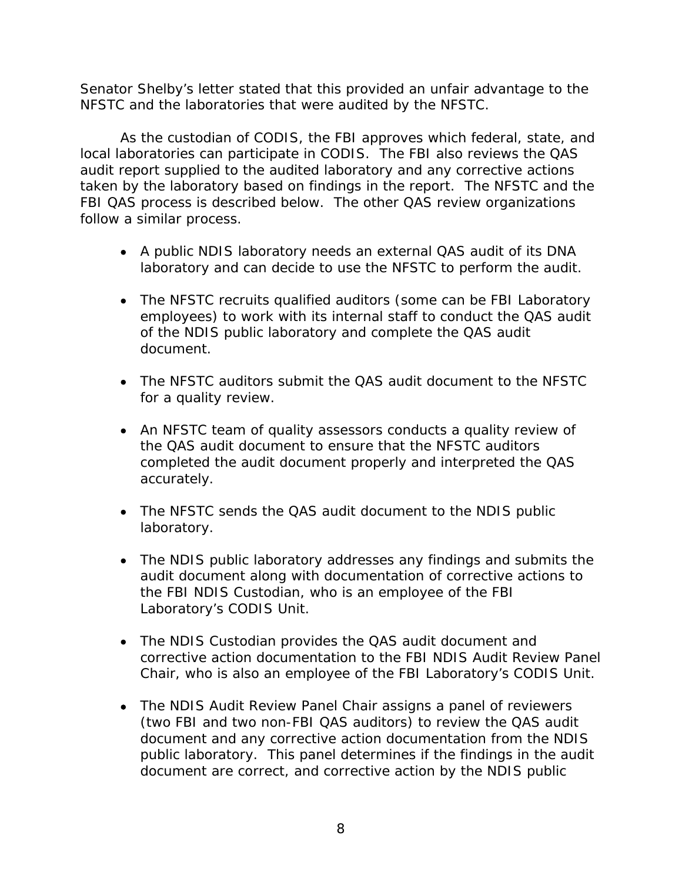Senator Shelby's letter stated that this provided an unfair advantage to the NFSTC and the laboratories that were audited by the NFSTC.

As the custodian of CODIS, the FBI approves which federal, state, and local laboratories can participate in CODIS. The FBI also reviews the QAS audit report supplied to the audited laboratory and any corrective actions taken by the laboratory based on findings in the report. The NFSTC and the FBI QAS process is described below. The other QAS review organizations follow a similar process.

- A public NDIS laboratory needs an external QAS audit of its DNA laboratory and can decide to use the NFSTC to perform the audit.
- The NFSTC recruits qualified auditors (some can be FBI Laboratory employees) to work with its internal staff to conduct the QAS audit of the NDIS public laboratory and complete the QAS audit document.
- The NFSTC auditors submit the QAS audit document to the NFSTC for a quality review.
- An NFSTC team of quality assessors conducts a quality review of the QAS audit document to ensure that the NFSTC auditors completed the audit document properly and interpreted the QAS accurately.
- The NFSTC sends the QAS audit document to the NDIS public laboratory.
- The NDIS public laboratory addresses any findings and submits the audit document along with documentation of corrective actions to the FBI NDIS Custodian, who is an employee of the FBI Laboratory's CODIS Unit.
- The NDIS Custodian provides the QAS audit document and corrective action documentation to the FBI NDIS Audit Review Panel Chair, who is also an employee of the FBI Laboratory's CODIS Unit.
- The NDIS Audit Review Panel Chair assigns a panel of reviewers (two FBI and two non-FBI QAS auditors) to review the QAS audit document and any corrective action documentation from the NDIS public laboratory. This panel determines if the findings in the audit document are correct, and corrective action by the NDIS public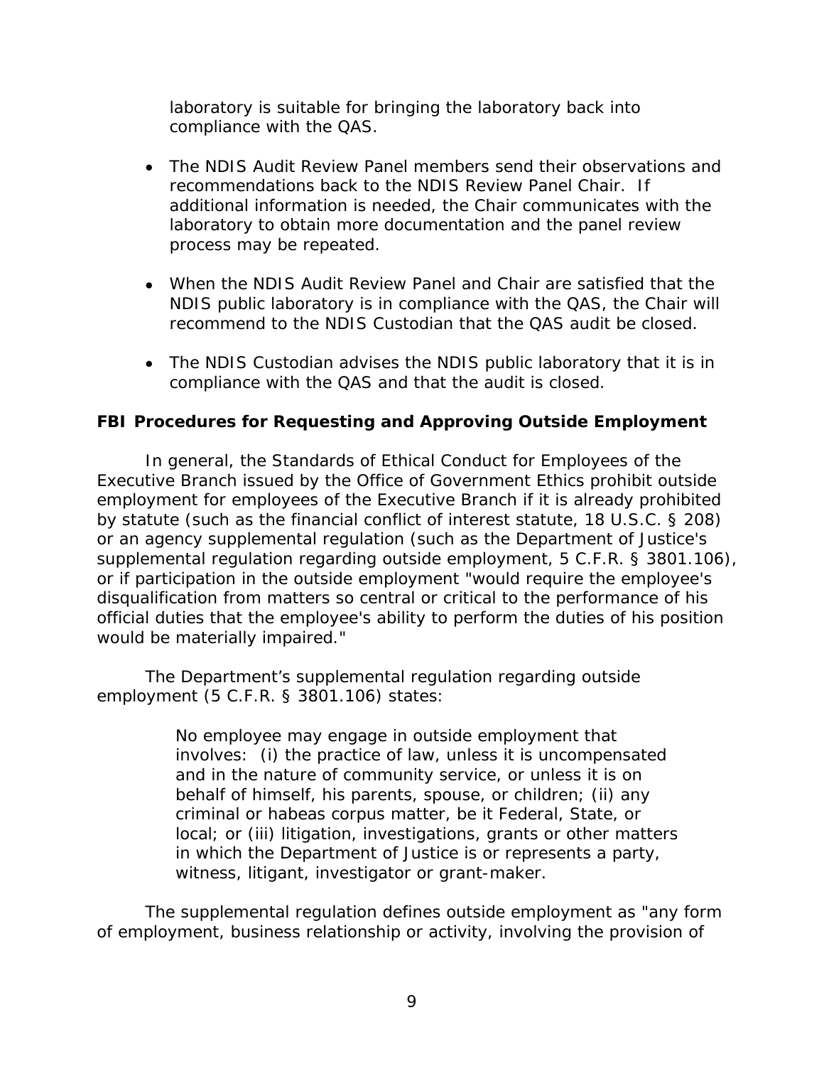laboratory is suitable for bringing the laboratory back into compliance with the QAS.

- The NDIS Audit Review Panel members send their observations and recommendations back to the NDIS Review Panel Chair. If additional information is needed, the Chair communicates with the laboratory to obtain more documentation and the panel review process may be repeated.
- When the NDIS Audit Review Panel and Chair are satisfied that the NDIS public laboratory is in compliance with the QAS, the Chair will recommend to the NDIS Custodian that the QAS audit be closed.
- The NDIS Custodian advises the NDIS public laboratory that it is in compliance with the QAS and that the audit is closed.

### FBI Procedures for Requesting and Approving Outside Employment

In general, the Standards of Ethical Conduct for Employees of the Executive Branch issued by the Office of Government Ethics prohibit outside employment for employees of the Executive Branch if it is already prohibited by statute (such as the financial conflict of interest statute, 18 U.S.C. § 208) or an agency supplemental regulation (such as the Department of Justice's supplemental regulation regarding outside employment, 5 C.F.R. § 3801.106), or if participation in the outside employment "would require the employee's disqualification from matters so central or critical to the performance of his official duties that the employee's ability to perform the duties of his position would be materially impaired."

The Department's supplemental regulation regarding outside employment (5 C.F.R. § 3801.106) states:

> No employee may engage in outside employment that involves: (i) the practice of law, unless it is uncompensated and in the nature of community service, or unless it is on behalf of himself, his parents, spouse, or children; (ii) any criminal or habeas corpus matter, be it Federal, State, or local; or (iii) litigation, investigations, grants or other matters in which the Department of Justice is or represents a party, witness, litigant, investigator or grant-maker.

The supplemental regulation defines outside employment as "any form of employment, business relationship or activity, involving the provision of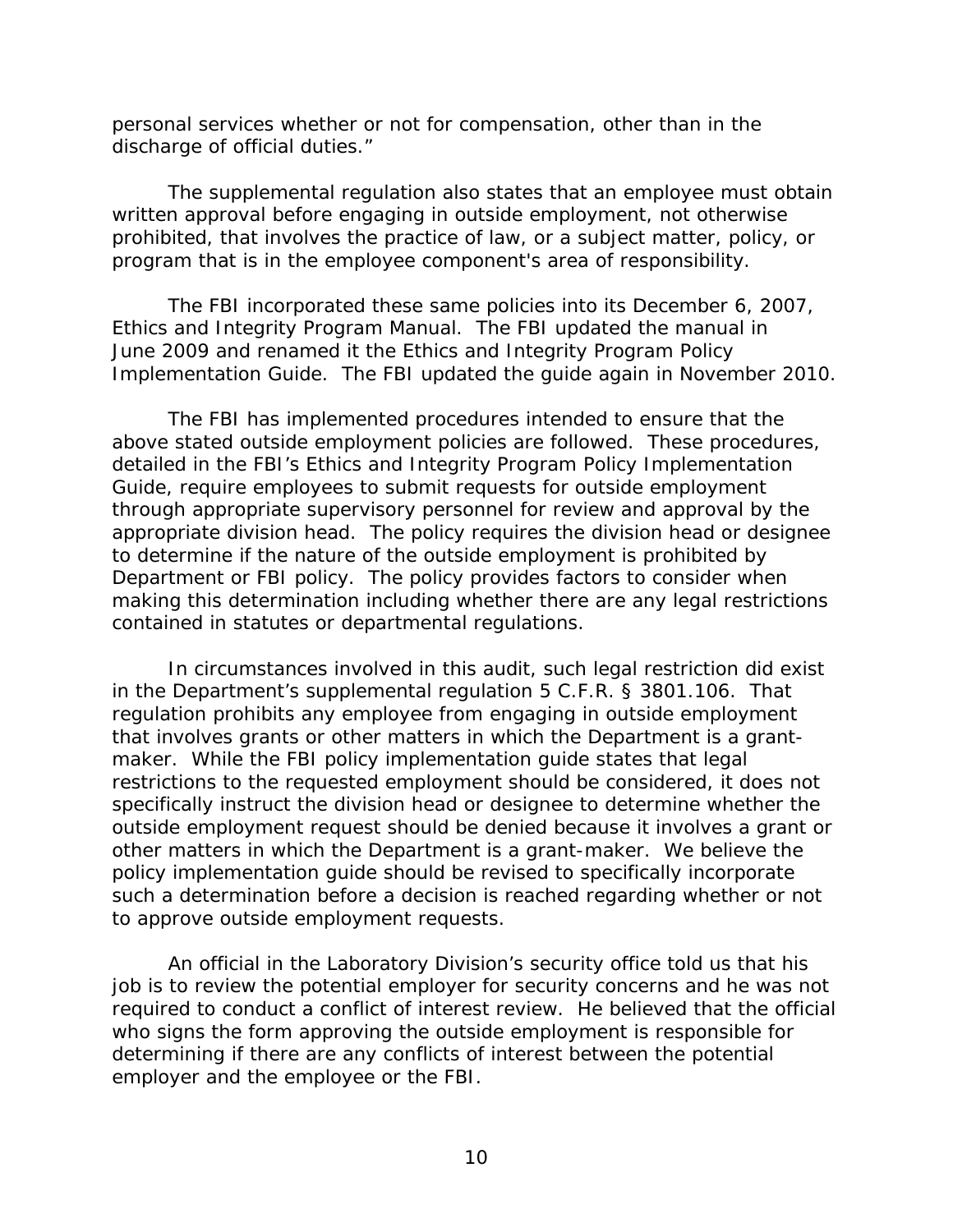personal services whether or not for compensation, other than in the discharge of official duties."

The supplemental regulation also states that an employee must obtain written approval before engaging in outside employment, not otherwise prohibited, that involves the practice of law, or a subject matter, policy, or program that is in the employee component's area of responsibility.

The FBI incorporated these same policies into its December 6, 2007, Ethics and Integrity Program Manual. The FBI updated the manual in June 2009 and renamed it the Ethics and Integrity Program Policy Implementation Guide. The FBI updated the guide again in November 2010.

The FBI has implemented procedures intended to ensure that the above stated outside employment policies are followed. These procedures, detailed in the FBI's Ethics and Integrity Program Policy Implementation Guide, require employees to submit requests for outside employment through appropriate supervisory personnel for review and approval by the appropriate division head. The policy requires the division head or designee to determine if the nature of the outside employment is prohibited by Department or FBI policy. The policy provides factors to consider when making this determination including whether there are any legal restrictions contained in statutes or departmental regulations.

In circumstances involved in this audit, such legal restriction did exist in the Department's supplemental regulation 5 C.F.R. § 3801.106. That regulation prohibits any employee from engaging in outside employment that involves grants or other matters in which the Department is a grant-maker. While the FBI policy implementation guide states that legal restrictions to the requested employment should be considered, it does not specifically instruct the division head or designee to determine whether the outside employment request should be denied because it involves a grant or other matters in which the Department is a grant-maker. We believe the policy implementation guide should be revised to specifically incorporate such a determination before a decision is reached regarding whether or not to approve outside employment requests.

An official in the Laboratory Division's security office told us that his job is to review the potential employer for security concerns and he was not required to conduct a conflict of interest review. He believed that the official who signs the form approving the outside employment is responsible for determining if there are any conflicts of interest between the potential employer and the employee or the FBI.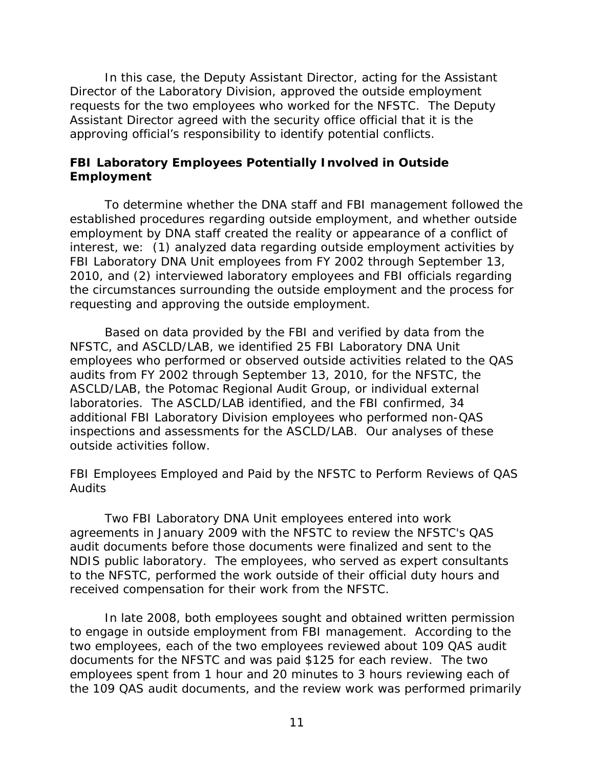In this case, the Deputy Assistant Director, acting for the Assistant Director of the Laboratory Division, approved the outside employment requests for the two employees who worked for the NFSTC. The Deputy Assistant Director agreed with the security office official that it is the approving official's responsibility to identify potential conflicts.

## FBI Laboratory Employees Potentially Involved in Outside Employment

To determine whether the DNA staff and FBI management followed the established procedures regarding outside employment, and whether outside employment by DNA staff created the reality or appearance of a conflict of interest, we: (1) analyzed data regarding outside employment activities by FBI Laboratory DNA Unit employees from FY 2002 through September 13, 2010, and (2) interviewed laboratory employees and FBI officials regarding the circumstances surrounding the outside employment and the process for requesting and approving the outside employment.

Based on data provided by the FBI and verified by data from the NFSTC, and ASCLD/LAB, we identified 25 FBI Laboratory DNA Unit employees who performed or observed outside activities related to the QAS audits from FY 2002 through September 13, 2010, for the NFSTC, the ASCLD/LAB, the Potomac Regional Audit Group, or individual external laboratories. The ASCLD/LAB identified, and the FBI confirmed, 34 additional FBI Laboratory Division employees who performed non-QAS inspections and assessments for the ASCLD/LAB. Our analyses of these outside activities follow.

### FBI Employees Employed and Paid by the NFSTC to Perform Reviews of QAS Audits

Two FBI Laboratory DNA Unit employees entered into work agreements in January 2009 with the NFSTC to review the NFSTC's QAS audit documents before those documents were finalized and sent to the NDIS public laboratory. The employees, who served as expert consultants to the NFSTC, performed the work outside of their official duty hours and received compensation for their work from the NFSTC.

In late 2008, both employees sought and obtained written permission to engage in outside employment from FBI management. According to the two employees, each of the two employees reviewed about 109 QAS audit documents for the NFSTC and was paid $125 for each review. The two employees spent from 1 hour and 20 minutes to 3 hours reviewing each of the 109 QAS audit documents, and the review work was performed primarily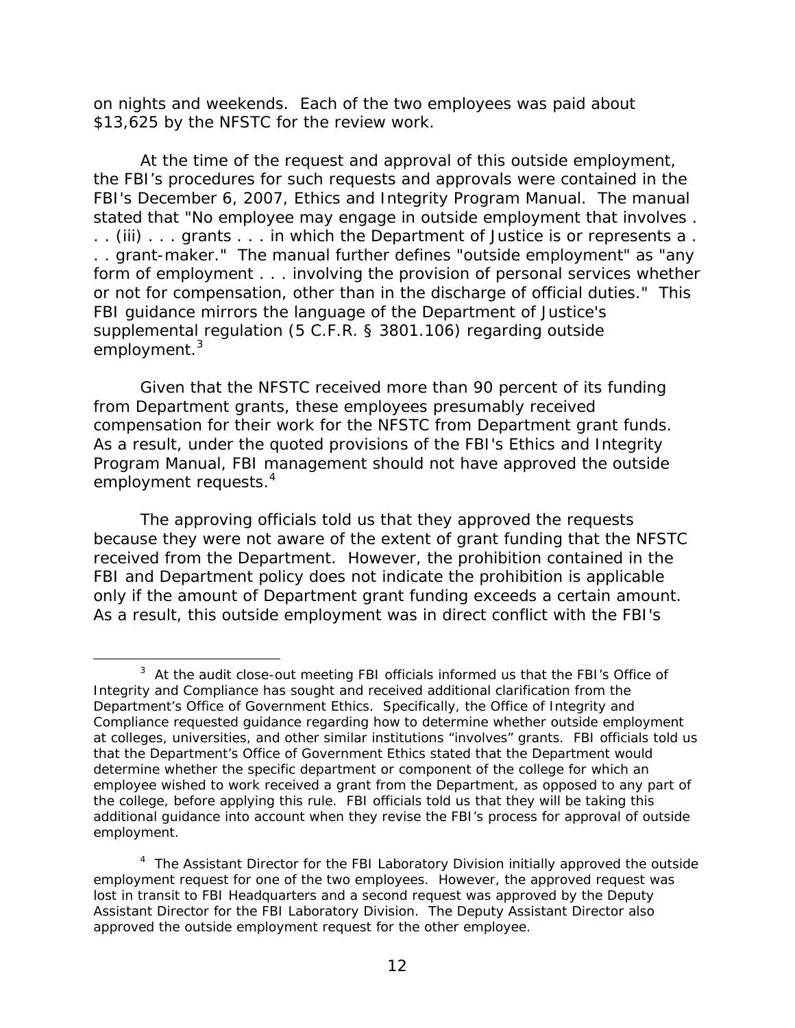on nights and weekends. Each of the two employees was paid about $13,625 by the NFSTC for the review work.

At the time of the request and approval of this outside employment, the FBI's procedures for such requests and approvals were contained in the FBI's December 6, 2007, Ethics and Integrity Program Manual. The manual stated that "No employee may engage in outside employment that involves . . . (iii) . . . grants . . . in which the Department of Justice is or represents a . . . grant-maker." The manual further defines "outside employment" as "any form of employment . . . involving the provision of personal services whether or not for compensation, other than in the discharge of official duties." This FBI guidance mirrors the language of the Department of Justice's supplemental regulation (5 C.F.R. § 3801.106) regarding outside employment.[3]

Given that the NFSTC received more than 90 percent of its funding from Department grants, these employees presumably received compensation for their work for the NFSTC from Department grant funds. As a result, under the quoted provisions of the FBI's Ethics and Integrity Program Manual, FBI management should not have approved the outside employment requests.[4]

The approving officials told us that they approved the requests because they were not aware of the extent of grant funding that the NFSTC received from the Department. However, the prohibition contained in the FBI and Department policy does not indicate the prohibition is applicable only if the amount of Department grant funding exceeds a certain amount. As a result, this outside employment was in direct conflict with the FBI's

---

[3] At the audit close-out meeting FBI officials informed us that the FBI's Office of Integrity and Compliance has sought and received additional clarification from the Department's Office of Government Ethics. Specifically, the Office of Integrity and Compliance requested guidance regarding how to determine whether outside employment at colleges, universities, and other similar institutions "involves" grants. FBI officials told us that the Department's Office of Government Ethics stated that the Department would determine whether the specific department or component of the college for which an employee wished to work received a grant from the Department, as opposed to any part of the college, before applying this rule. FBI officials told us that they will be taking this additional guidance into account when they revise the FBI's process for approval of outside employment.

[4] The Assistant Director for the FBI Laboratory Division initially approved the outside employment request for one of the two employees. However, the approved request was lost in transit to FBI Headquarters and a second request was approved by the Deputy Assistant Director for the FBI Laboratory Division. The Deputy Assistant Director also approved the outside employment request for the other employee.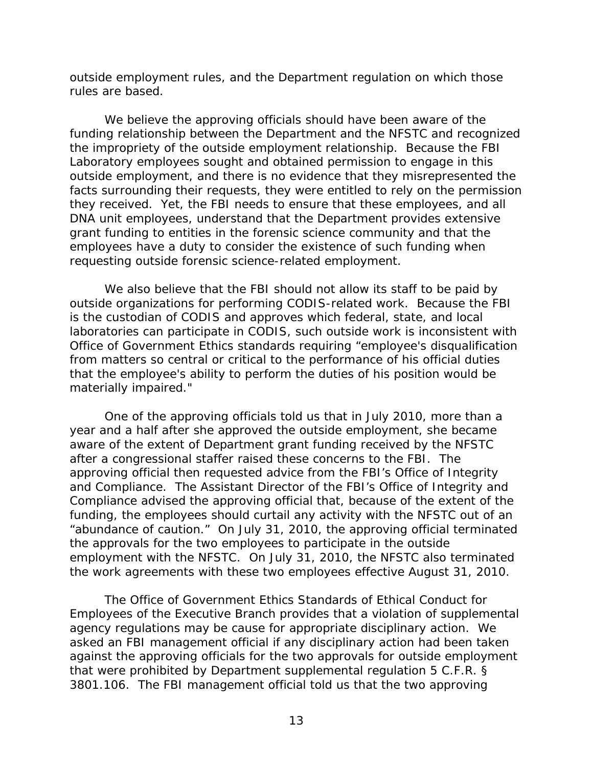outside employment rules, and the Department regulation on which those rules are based.

We believe the approving officials should have been aware of the funding relationship between the Department and the NFSTC and recognized the impropriety of the outside employment relationship. Because the FBI Laboratory employees sought and obtained permission to engage in this outside employment, and there is no evidence that they misrepresented the facts surrounding their requests, they were entitled to rely on the permission they received. Yet, the FBI needs to ensure that these employees, and all DNA unit employees, understand that the Department provides extensive grant funding to entities in the forensic science community and that the employees have a duty to consider the existence of such funding when requesting outside forensic science-related employment.

We also believe that the FBI should not allow its staff to be paid by outside organizations for performing CODIS-related work. Because the FBI is the custodian of CODIS and approves which federal, state, and local laboratories can participate in CODIS, such outside work is inconsistent with Office of Government Ethics standards requiring "employee's disqualification from matters so central or critical to the performance of his official duties that the employee's ability to perform the duties of his position would be materially impaired."

One of the approving officials told us that in July 2010, more than a year and a half after she approved the outside employment, she became aware of the extent of Department grant funding received by the NFSTC after a congressional staffer raised these concerns to the FBI. The approving official then requested advice from the FBI's Office of Integrity and Compliance. The Assistant Director of the FBI's Office of Integrity and Compliance advised the approving official that, because of the extent of the funding, the employees should curtail any activity with the NFSTC out of an "abundance of caution." On July 31, 2010, the approving official terminated the approvals for the two employees to participate in the outside employment with the NFSTC. On July 31, 2010, the NFSTC also terminated the work agreements with these two employees effective August 31, 2010.

The Office of Government Ethics Standards of Ethical Conduct for Employees of the Executive Branch provides that a violation of supplemental agency regulations may be cause for appropriate disciplinary action. We asked an FBI management official if any disciplinary action had been taken against the approving officials for the two approvals for outside employment that were prohibited by Department supplemental regulation 5 C.F.R. § 3801.106. The FBI management official told us that the two approving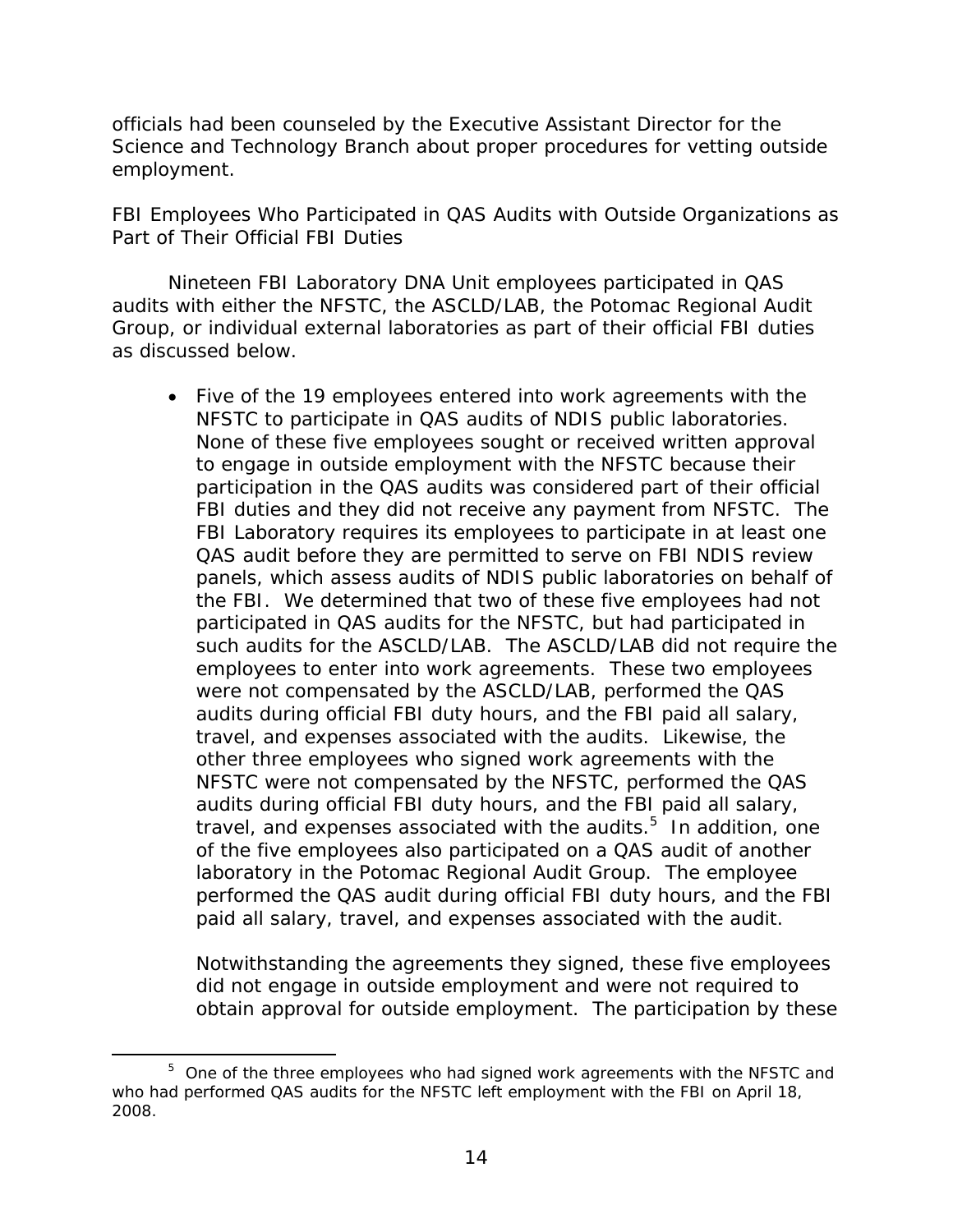officials had been counseled by the Executive Assistant Director for the Science and Technology Branch about proper procedures for vetting outside employment.

FBI Employees Who Participated in QAS Audits with Outside Organizations as Part of Their Official FBI Duties

Nineteen FBI Laboratory DNA Unit employees participated in QAS audits with either the NFSTC, the ASCLD/LAB, the Potomac Regional Audit Group, or individual external laboratories as part of their official FBI duties as discussed below.

- Five of the 19 employees entered into work agreements with the NFSTC to participate in QAS audits of NDIS public laboratories. None of these five employees sought or received written approval to engage in outside employment with the NFSTC because their participation in the QAS audits was considered part of their official FBI duties and they did not receive any payment from NFSTC. The FBI Laboratory requires its employees to participate in at least one QAS audit before they are permitted to serve on FBI NDIS review panels, which assess audits of NDIS public laboratories on behalf of the FBI. We determined that two of these five employees had not participated in QAS audits for the NFSTC, but had participated in such audits for the ASCLD/LAB. The ASCLD/LAB did not require the employees to enter into work agreements. These two employees were not compensated by the ASCLD/LAB, performed the QAS audits during official FBI duty hours, and the FBI paid all salary, travel, and expenses associated with the audits. Likewise, the other three employees who signed work agreements with the NFSTC were not compensated by the NFSTC, performed the QAS audits during official FBI duty hours, and the FBI paid all salary, travel, and expenses associated with the audits.[5] In addition, one of the five employees also participated on a QAS audit of another laboratory in the Potomac Regional Audit Group. The employee performed the QAS audit during official FBI duty hours, and the FBI paid all salary, travel, and expenses associated with the audit.

  Notwithstanding the agreements they signed, these five employees did not engage in outside employment and were not required to obtain approval for outside employment. The participation by these

[5] One of the three employees who had signed work agreements with the NFSTC and who had performed QAS audits for the NFSTC left employment with the FBI on April 18, 2008.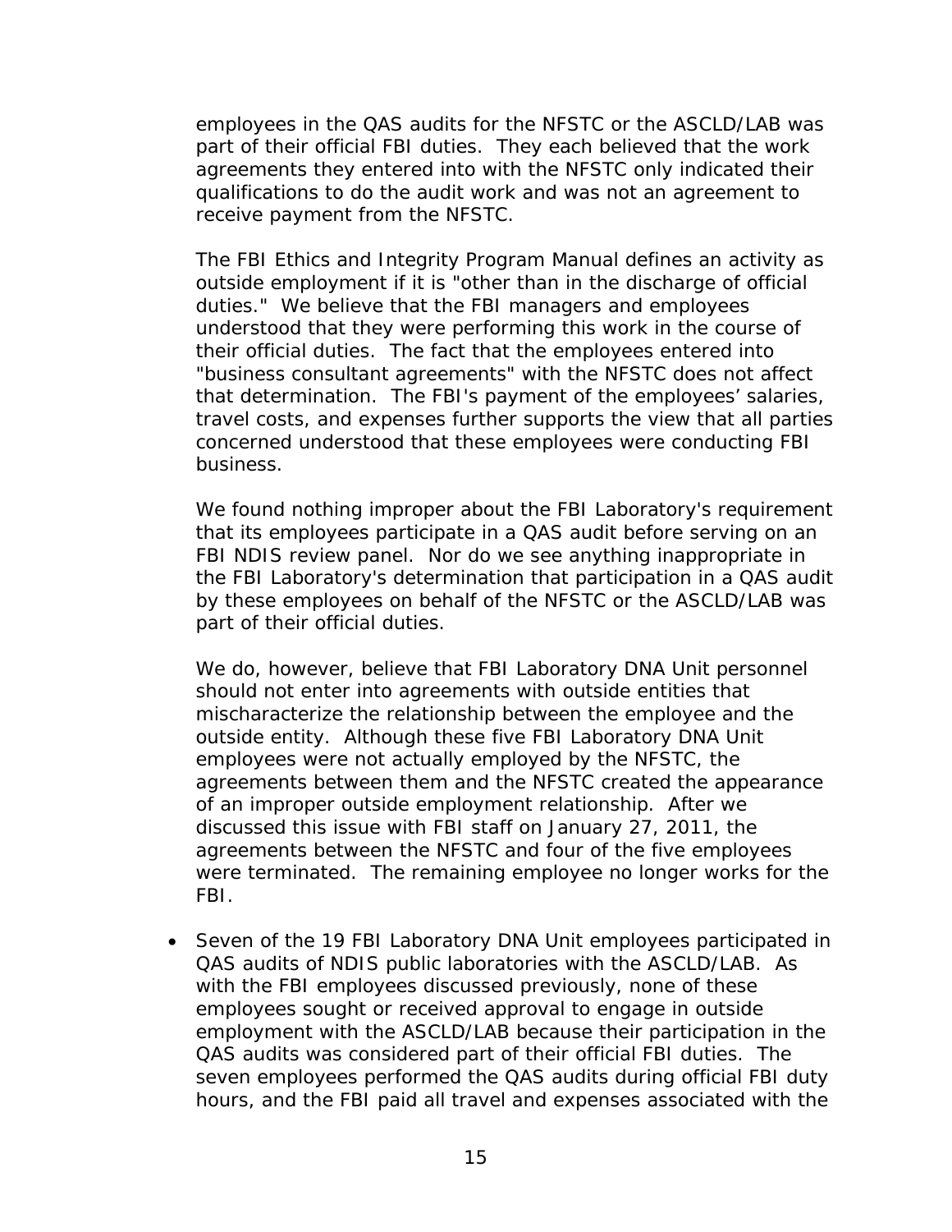employees in the QAS audits for the NFSTC or the ASCLD/LAB was part of their official FBI duties. They each believed that the work agreements they entered into with the NFSTC only indicated their qualifications to do the audit work and was not an agreement to receive payment from the NFSTC.

The FBI Ethics and Integrity Program Manual defines an activity as outside employment if it is "other than in the discharge of official duties." We believe that the FBI managers and employees understood that they were performing this work in the course of their official duties. The fact that the employees entered into "business consultant agreements" with the NFSTC does not affect that determination. The FBI's payment of the employees' salaries, travel costs, and expenses further supports the view that all parties concerned understood that these employees were conducting FBI business.

We found nothing improper about the FBI Laboratory's requirement that its employees participate in a QAS audit before serving on an FBI NDIS review panel. Nor do we see anything inappropriate in the FBI Laboratory's determination that participation in a QAS audit by these employees on behalf of the NFSTC or the ASCLD/LAB was part of their official duties.

We do, however, believe that FBI Laboratory DNA Unit personnel should not enter into agreements with outside entities that mischaracterize the relationship between the employee and the outside entity. Although these five FBI Laboratory DNA Unit employees were not actually employed by the NFSTC, the agreements between them and the NFSTC created the appearance of an improper outside employment relationship. After we discussed this issue with FBI staff on January 27, 2011, the agreements between the NFSTC and four of the five employees were terminated. The remaining employee no longer works for the FBI.

- Seven of the 19 FBI Laboratory DNA Unit employees participated in QAS audits of NDIS public laboratories with the ASCLD/LAB. As with the FBI employees discussed previously, none of these employees sought or received approval to engage in outside employment with the ASCLD/LAB because their participation in the QAS audits was considered part of their official FBI duties. The seven employees performed the QAS audits during official FBI duty hours, and the FBI paid all travel and expenses associated with the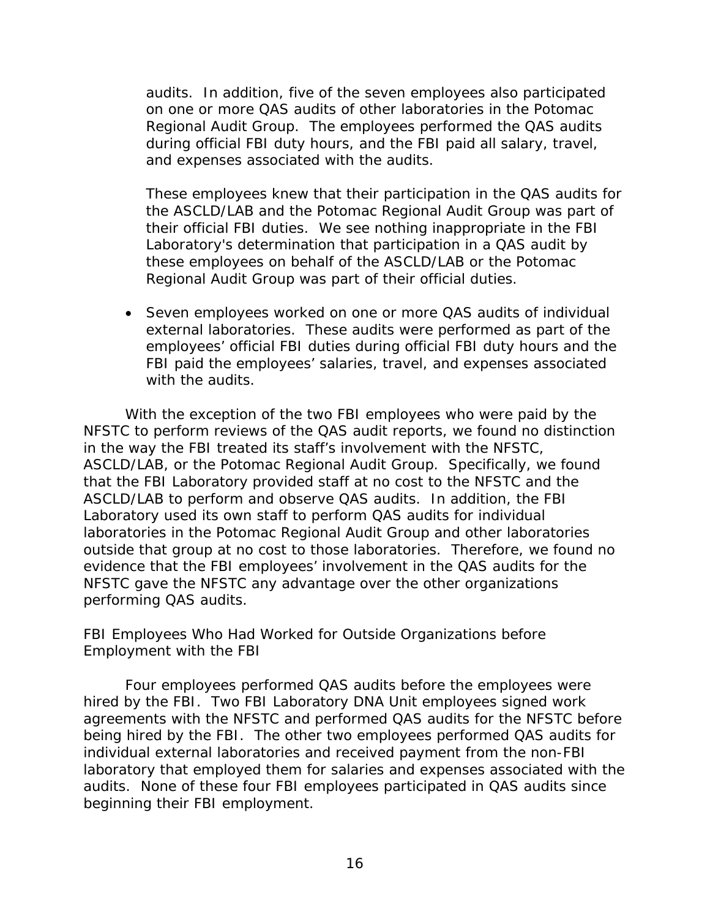audits. In addition, five of the seven employees also participated on one or more QAS audits of other laboratories in the Potomac Regional Audit Group. The employees performed the QAS audits during official FBI duty hours, and the FBI paid all salary, travel, and expenses associated with the audits.

These employees knew that their participation in the QAS audits for the ASCLD/LAB and the Potomac Regional Audit Group was part of their official FBI duties. We see nothing inappropriate in the FBI Laboratory's determination that participation in a QAS audit by these employees on behalf of the ASCLD/LAB or the Potomac Regional Audit Group was part of their official duties.

- Seven employees worked on one or more QAS audits of individual external laboratories. These audits were performed as part of the employees' official FBI duties during official FBI duty hours and the FBI paid the employees' salaries, travel, and expenses associated with the audits.

With the exception of the two FBI employees who were paid by the NFSTC to perform reviews of the QAS audit reports, we found no distinction in the way the FBI treated its staff's involvement with the NFSTC, ASCLD/LAB, or the Potomac Regional Audit Group. Specifically, we found that the FBI Laboratory provided staff at no cost to the NFSTC and the ASCLD/LAB to perform and observe QAS audits. In addition, the FBI Laboratory used its own staff to perform QAS audits for individual laboratories in the Potomac Regional Audit Group and other laboratories outside that group at no cost to those laboratories. Therefore, we found no evidence that the FBI employees' involvement in the QAS audits for the NFSTC gave the NFSTC any advantage over the other organizations performing QAS audits.

*FBI Employees Who Had Worked for Outside Organizations before Employment with the FBI*

Four employees performed QAS audits before the employees were hired by the FBI. Two FBI Laboratory DNA Unit employees signed work agreements with the NFSTC and performed QAS audits for the NFSTC before being hired by the FBI. The other two employees performed QAS audits for individual external laboratories and received payment from the non-FBI laboratory that employed them for salaries and expenses associated with the audits. None of these four FBI employees participated in QAS audits since beginning their FBI employment.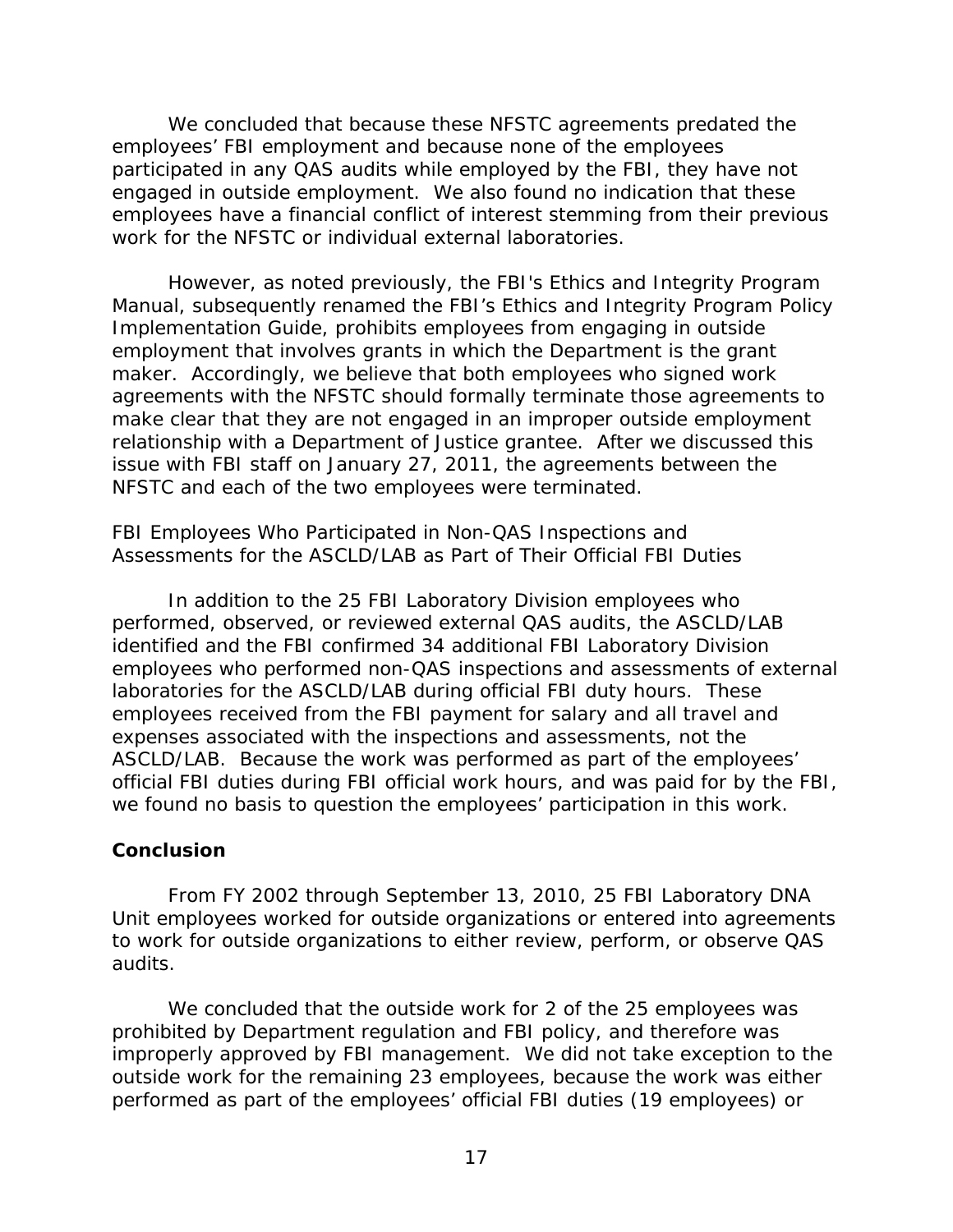We concluded that because these NFSTC agreements predated the employees' FBI employment and because none of the employees participated in any QAS audits while employed by the FBI, they have not engaged in outside employment. We also found no indication that these employees have a financial conflict of interest stemming from their previous work for the NFSTC or individual external laboratories.

However, as noted previously, the FBI's Ethics and Integrity Program Manual, subsequently renamed the FBI's Ethics and Integrity Program Policy Implementation Guide, prohibits employees from engaging in outside employment that involves grants in which the Department is the grant maker. Accordingly, we believe that both employees who signed work agreements with the NFSTC should formally terminate those agreements to make clear that they are not engaged in an improper outside employment relationship with a Department of Justice grantee. After we discussed this issue with FBI staff on January 27, 2011, the agreements between the NFSTC and each of the two employees were terminated.

*FBI Employees Who Participated in Non-QAS Inspections and Assessments for the ASCLD/LAB as Part of Their Official FBI Duties*

In addition to the 25 FBI Laboratory Division employees who performed, observed, or reviewed external QAS audits, the ASCLD/LAB identified and the FBI confirmed 34 additional FBI Laboratory Division employees who performed non-QAS inspections and assessments of external laboratories for the ASCLD/LAB during official FBI duty hours. These employees received from the FBI payment for salary and all travel and expenses associated with the inspections and assessments, not the ASCLD/LAB. Because the work was performed as part of the employees' official FBI duties during FBI official work hours, and was paid for by the FBI, we found no basis to question the employees' participation in this work.

## Conclusion

From FY 2002 through September 13, 2010, 25 FBI Laboratory DNA Unit employees worked for outside organizations or entered into agreements to work for outside organizations to either review, perform, or observe QAS audits.

We concluded that the outside work for 2 of the 25 employees was prohibited by Department regulation and FBI policy, and therefore was improperly approved by FBI management. We did not take exception to the outside work for the remaining 23 employees, because the work was either performed as part of the employees' official FBI duties (19 employees) or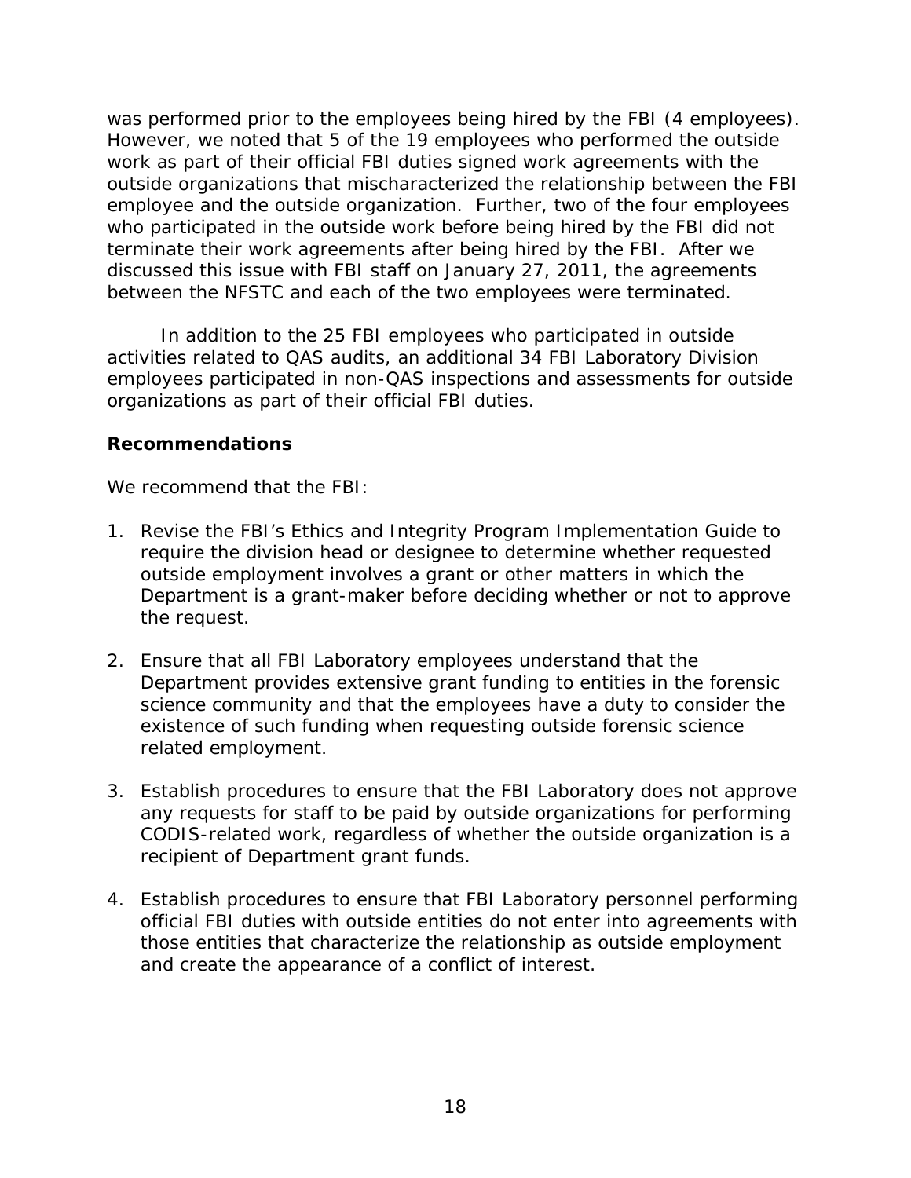was performed prior to the employees being hired by the FBI (4 employees). However, we noted that 5 of the 19 employees who performed the outside work as part of their official FBI duties signed work agreements with the outside organizations that mischaracterized the relationship between the FBI employee and the outside organization. Further, two of the four employees who participated in the outside work before being hired by the FBI did not terminate their work agreements after being hired by the FBI. After we discussed this issue with FBI staff on January 27, 2011, the agreements between the NFSTC and each of the two employees were terminated.

In addition to the 25 FBI employees who participated in outside activities related to QAS audits, an additional 34 FBI Laboratory Division employees participated in non-QAS inspections and assessments for outside organizations as part of their official FBI duties.

**Recommendations**

We recommend that the FBI:

1. Revise the FBI's Ethics and Integrity Program Implementation Guide to require the division head or designee to determine whether requested outside employment involves a grant or other matters in which the Department is a grant-maker before deciding whether or not to approve the request.

2. Ensure that all FBI Laboratory employees understand that the Department provides extensive grant funding to entities in the forensic science community and that the employees have a duty to consider the existence of such funding when requesting outside forensic science related employment.

3. Establish procedures to ensure that the FBI Laboratory does not approve any requests for staff to be paid by outside organizations for performing CODIS-related work, regardless of whether the outside organization is a recipient of Department grant funds.

4. Establish procedures to ensure that FBI Laboratory personnel performing official FBI duties with outside entities do not enter into agreements with those entities that characterize the relationship as outside employment and create the appearance of a conflict of interest.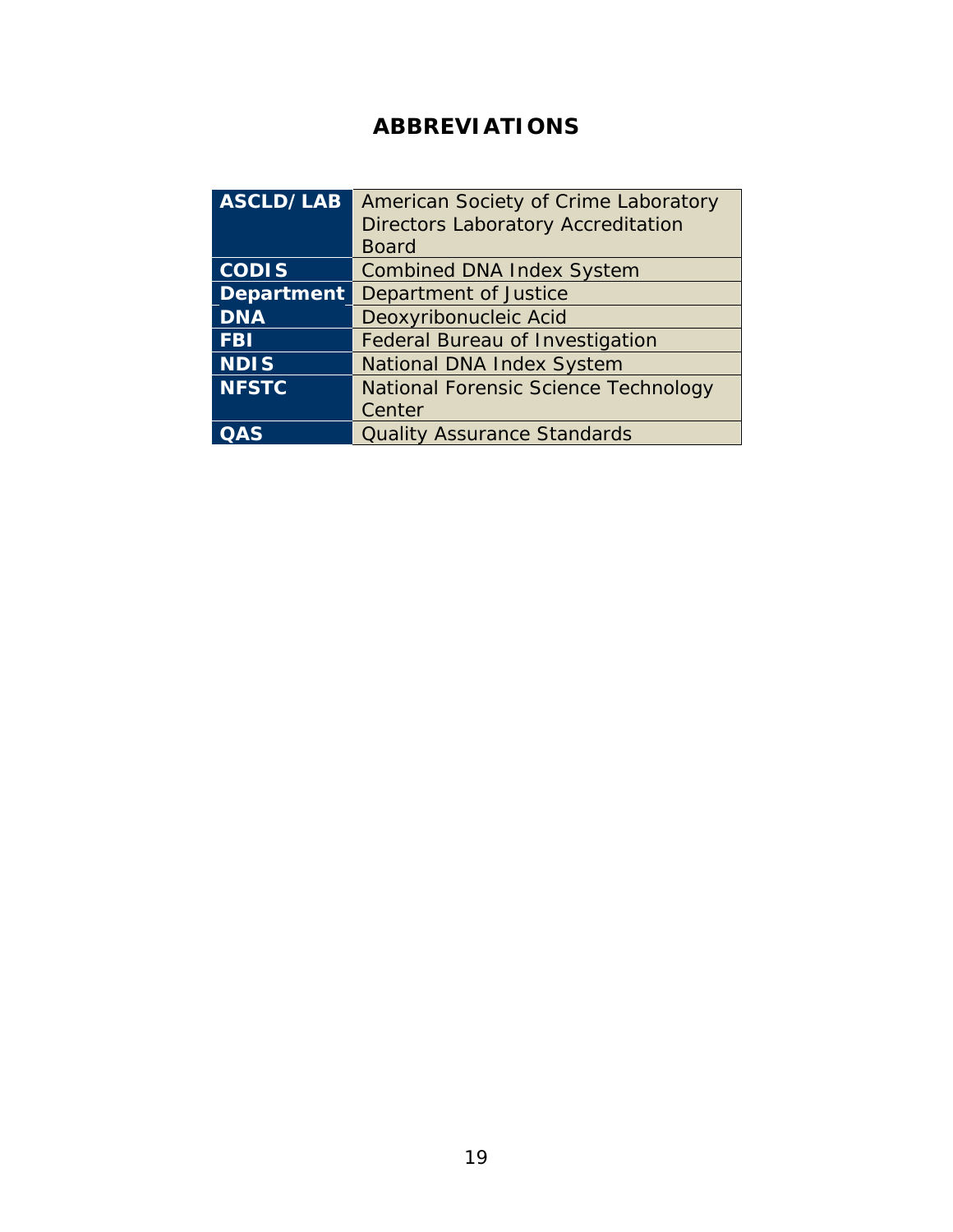# ABBREVIATIONS

| Abbreviation | Meaning |
|---|---|
| **ASCLD/LAB** | American Society of Crime Laboratory Directors Laboratory Accreditation Board |
| **CODIS** | Combined DNA Index System |
| **Department** | Department of Justice |
| **DNA** | Deoxyribonucleic Acid |
| **FBI** | Federal Bureau of Investigation |
| **NDIS** | National DNA Index System |
| **NFSTC** | National Forensic Science Technology Center |
| **QAS** | Quality Assurance Standards |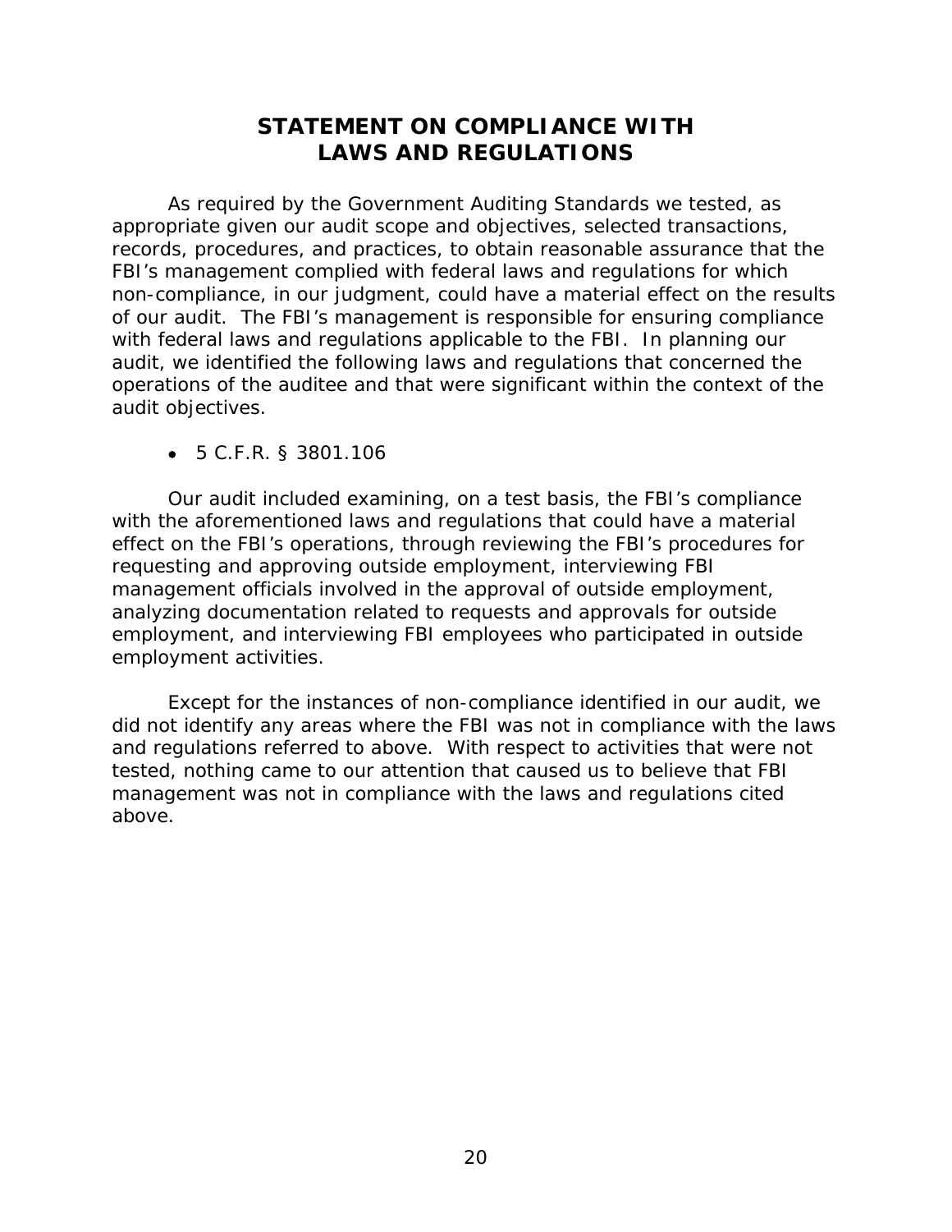# STATEMENT ON COMPLIANCE WITH LAWS AND REGULATIONS

As required by the Government Auditing Standards we tested, as appropriate given our audit scope and objectives, selected transactions, records, procedures, and practices, to obtain reasonable assurance that the FBI's management complied with federal laws and regulations for which non-compliance, in our judgment, could have a material effect on the results of our audit. The FBI's management is responsible for ensuring compliance with federal laws and regulations applicable to the FBI. In planning our audit, we identified the following laws and regulations that concerned the operations of the auditee and that were significant within the context of the audit objectives.

- 5 C.F.R. § 3801.106

Our audit included examining, on a test basis, the FBI's compliance with the aforementioned laws and regulations that could have a material effect on the FBI's operations, through reviewing the FBI's procedures for requesting and approving outside employment, interviewing FBI management officials involved in the approval of outside employment, analyzing documentation related to requests and approvals for outside employment, and interviewing FBI employees who participated in outside employment activities.

Except for the instances of non-compliance identified in our audit, we did not identify any areas where the FBI was not in compliance with the laws and regulations referred to above. With respect to activities that were not tested, nothing came to our attention that caused us to believe that FBI management was not in compliance with the laws and regulations cited above.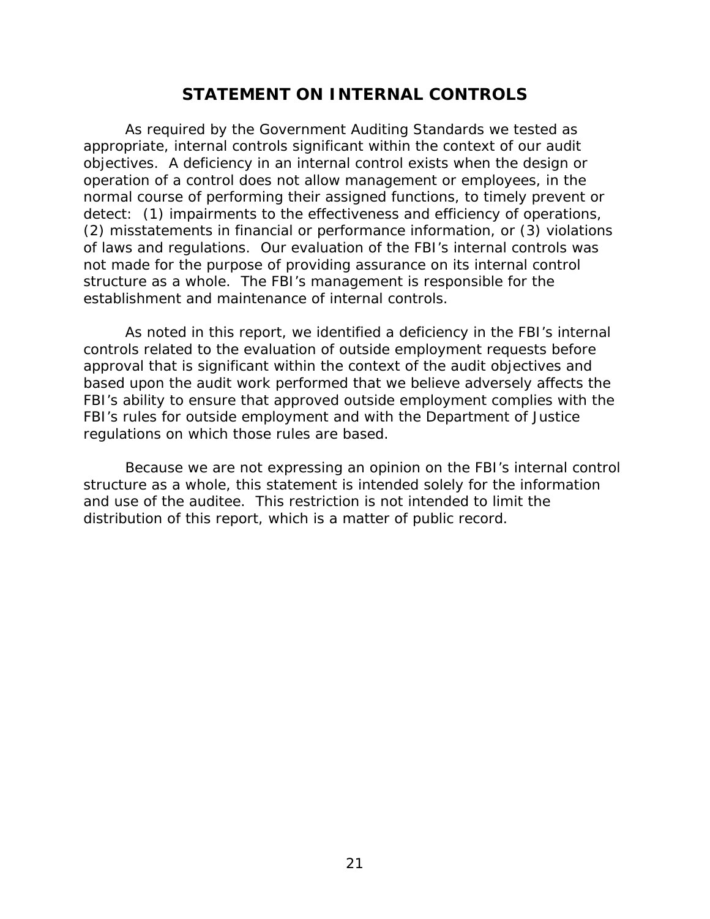## STATEMENT ON INTERNAL CONTROLS

As required by the Government Auditing Standards we tested as appropriate, internal controls significant within the context of our audit objectives. A deficiency in an internal control exists when the design or operation of a control does not allow management or employees, in the normal course of performing their assigned functions, to timely prevent or detect: (1) impairments to the effectiveness and efficiency of operations, (2) misstatements in financial or performance information, or (3) violations of laws and regulations. Our evaluation of the FBI's internal controls was not made for the purpose of providing assurance on its internal control structure as a whole. The FBI's management is responsible for the establishment and maintenance of internal controls.

As noted in this report, we identified a deficiency in the FBI's internal controls related to the evaluation of outside employment requests before approval that is significant within the context of the audit objectives and based upon the audit work performed that we believe adversely affects the FBI's ability to ensure that approved outside employment complies with the FBI's rules for outside employment and with the Department of Justice regulations on which those rules are based.

Because we are not expressing an opinion on the FBI's internal control structure as a whole, this statement is intended solely for the information and use of the auditee. This restriction is not intended to limit the distribution of this report, which is a matter of public record.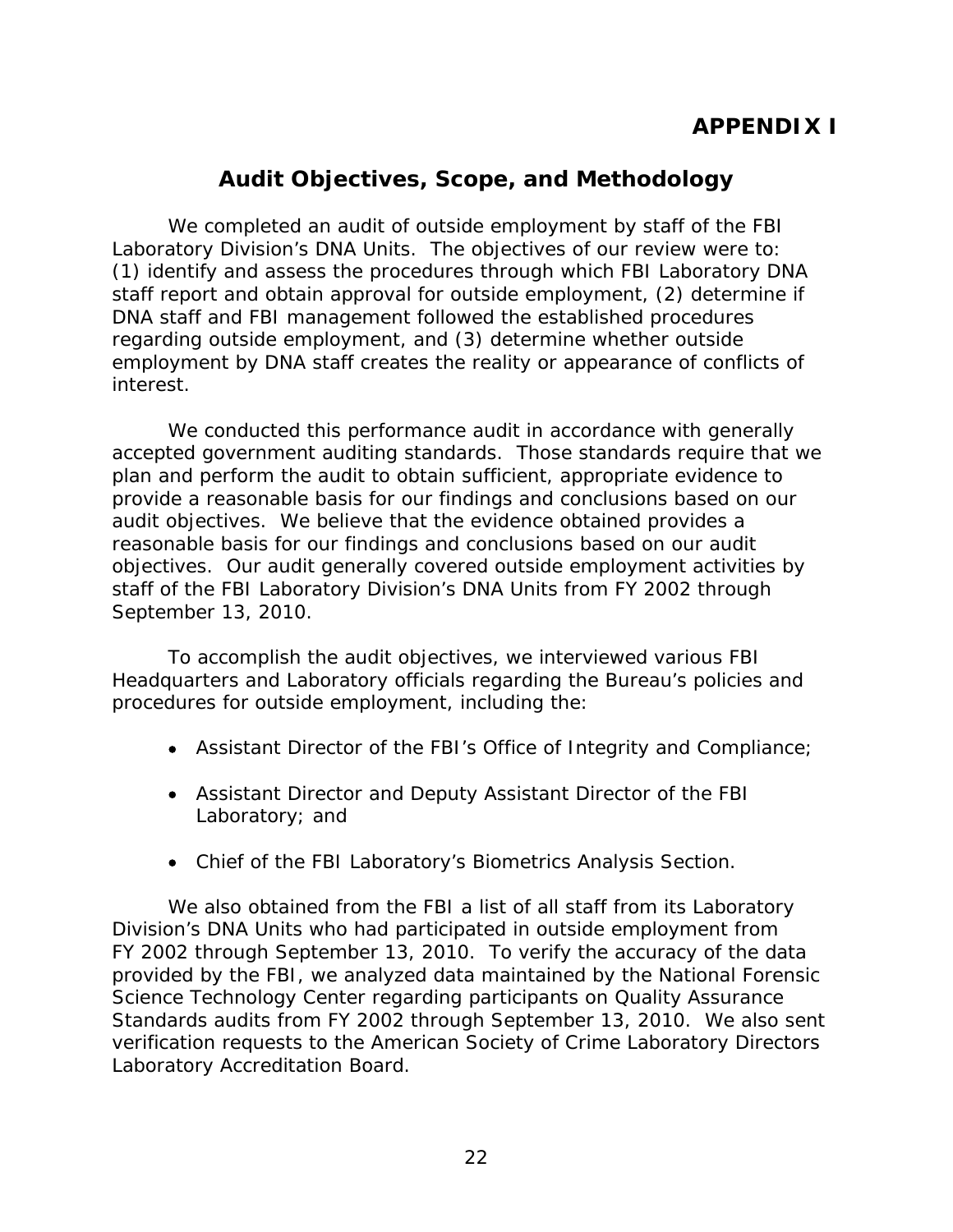# APPENDIX I

## Audit Objectives, Scope, and Methodology

We completed an audit of outside employment by staff of the FBI Laboratory Division's DNA Units. The objectives of our review were to: (1) identify and assess the procedures through which FBI Laboratory DNA staff report and obtain approval for outside employment, (2) determine if DNA staff and FBI management followed the established procedures regarding outside employment, and (3) determine whether outside employment by DNA staff creates the reality or appearance of conflicts of interest.

We conducted this performance audit in accordance with generally accepted government auditing standards. Those standards require that we plan and perform the audit to obtain sufficient, appropriate evidence to provide a reasonable basis for our findings and conclusions based on our audit objectives. We believe that the evidence obtained provides a reasonable basis for our findings and conclusions based on our audit objectives. Our audit generally covered outside employment activities by staff of the FBI Laboratory Division's DNA Units from FY 2002 through September 13, 2010.

To accomplish the audit objectives, we interviewed various FBI Headquarters and Laboratory officials regarding the Bureau's policies and procedures for outside employment, including the:

- Assistant Director of the FBI's Office of Integrity and Compliance;
- Assistant Director and Deputy Assistant Director of the FBI Laboratory; and
- Chief of the FBI Laboratory's Biometrics Analysis Section.

We also obtained from the FBI a list of all staff from its Laboratory Division's DNA Units who had participated in outside employment from FY 2002 through September 13, 2010. To verify the accuracy of the data provided by the FBI, we analyzed data maintained by the National Forensic Science Technology Center regarding participants on Quality Assurance Standards audits from FY 2002 through September 13, 2010. We also sent verification requests to the American Society of Crime Laboratory Directors Laboratory Accreditation Board.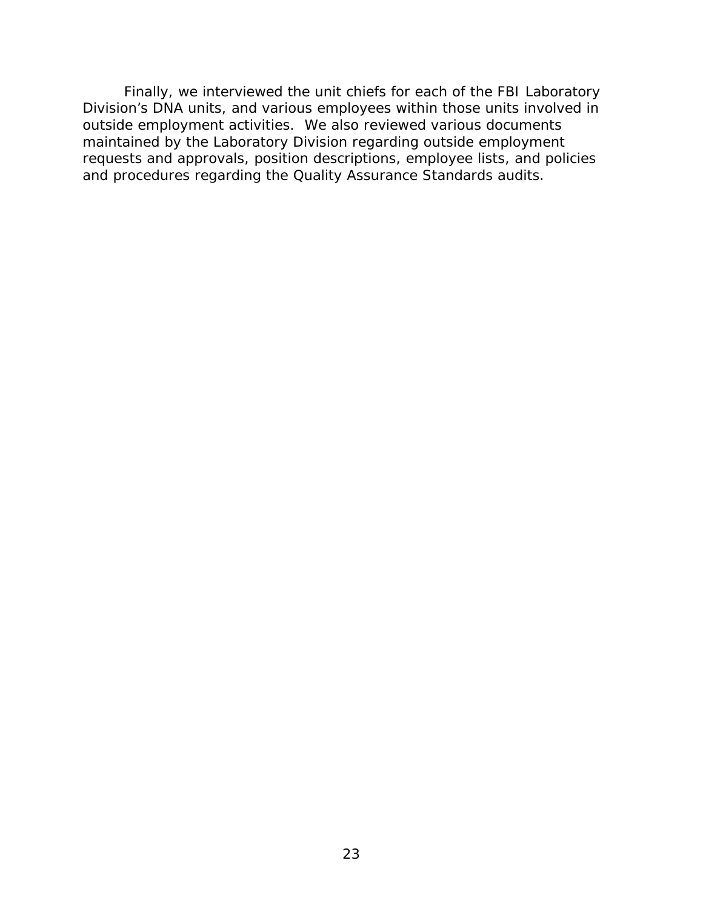Finally, we interviewed the unit chiefs for each of the FBI Laboratory Division's DNA units, and various employees within those units involved in outside employment activities. We also reviewed various documents maintained by the Laboratory Division regarding outside employment requests and approvals, position descriptions, employee lists, and policies and procedures regarding the Quality Assurance Standards audits.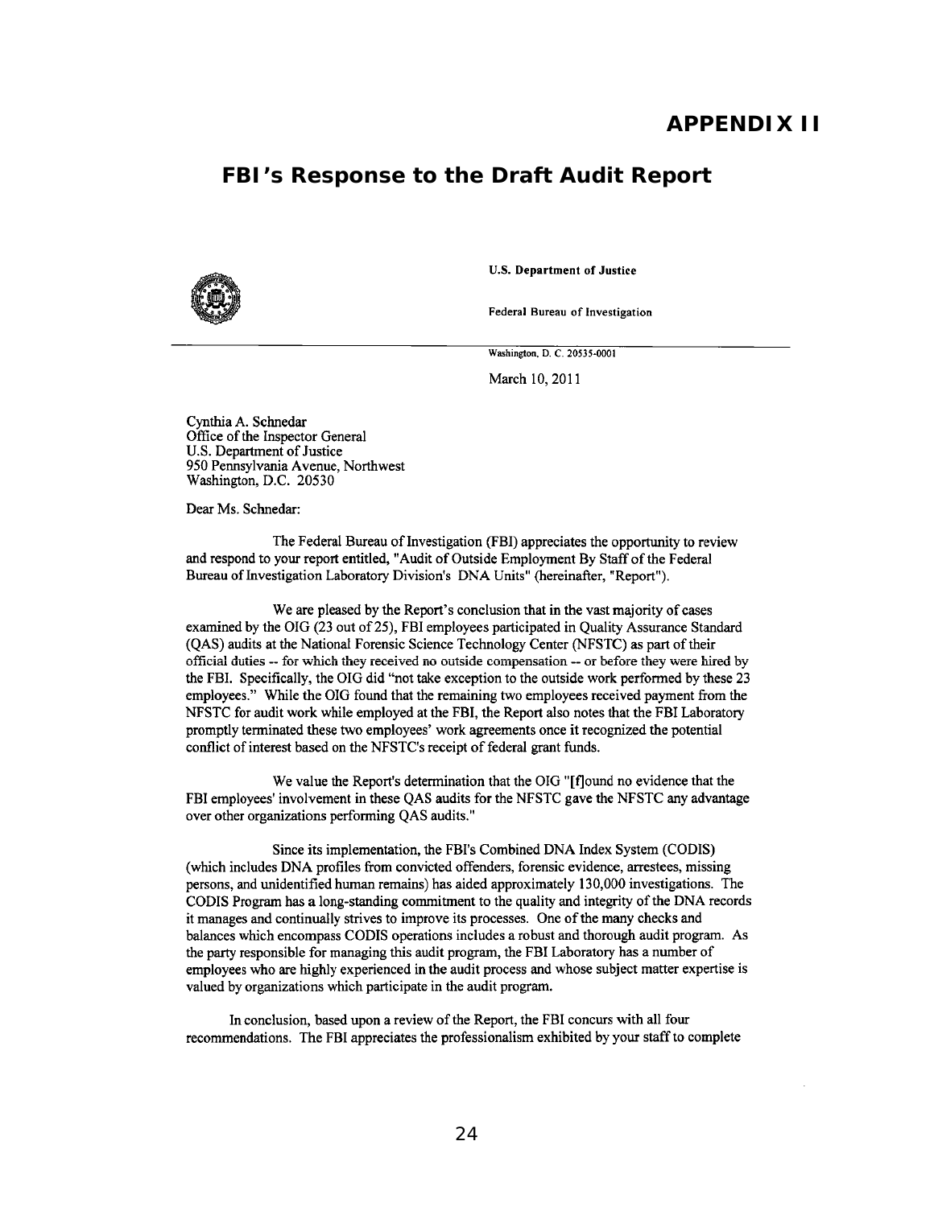# APPENDIX II

## FBI's Response to the Draft Audit Report

U.S. Department of Justice

Federal Bureau of Investigation

Washington, D. C. 20535-0001

March 10, 2011

Cynthia A. Schnedar
Office of the Inspector General
U.S. Department of Justice
950 Pennsylvania Avenue, Northwest
Washington, D.C. 20530

Dear Ms. Schnedar:

The Federal Bureau of Investigation (FBI) appreciates the opportunity to review and respond to your report entitled, "Audit of Outside Employment By Staff of the Federal Bureau of Investigation Laboratory Division's DNA Units" (hereinafter, "Report").

We are pleased by the Report's conclusion that in the vast majority of cases examined by the OIG (23 out of 25), FBI employees participated in Quality Assurance Standard (QAS) audits at the National Forensic Science Technology Center (NFSTC) as part of their official duties -- for which they received no outside compensation -- or before they were hired by the FBI. Specifically, the OIG did "not take exception to the outside work performed by these 23 employees." While the OIG found that the remaining two employees received payment from the NFSTC for audit work while employed at the FBI, the Report also notes that the FBI Laboratory promptly terminated these two employees' work agreements once it recognized the potential conflict of interest based on the NFSTC's receipt of federal grant funds.

We value the Report's determination that the OIG "[f]ound no evidence that the FBI employees' involvement in these QAS audits for the NFSTC gave the NFSTC any advantage over other organizations performing QAS audits."

Since its implementation, the FBI's Combined DNA Index System (CODIS) (which includes DNA profiles from convicted offenders, forensic evidence, arrestees, missing persons, and unidentified human remains) has aided approximately 130,000 investigations. The CODIS Program has a long-standing commitment to the quality and integrity of the DNA records it manages and continually strives to improve its processes. One of the many checks and balances which encompass CODIS operations includes a robust and thorough audit program. As the party responsible for managing this audit program, the FBI Laboratory has a number of employees who are highly experienced in the audit process and whose subject matter expertise is valued by organizations which participate in the audit program.

In conclusion, based upon a review of the Report, the FBI concurs with all four recommendations. The FBI appreciates the professionalism exhibited by your staff to complete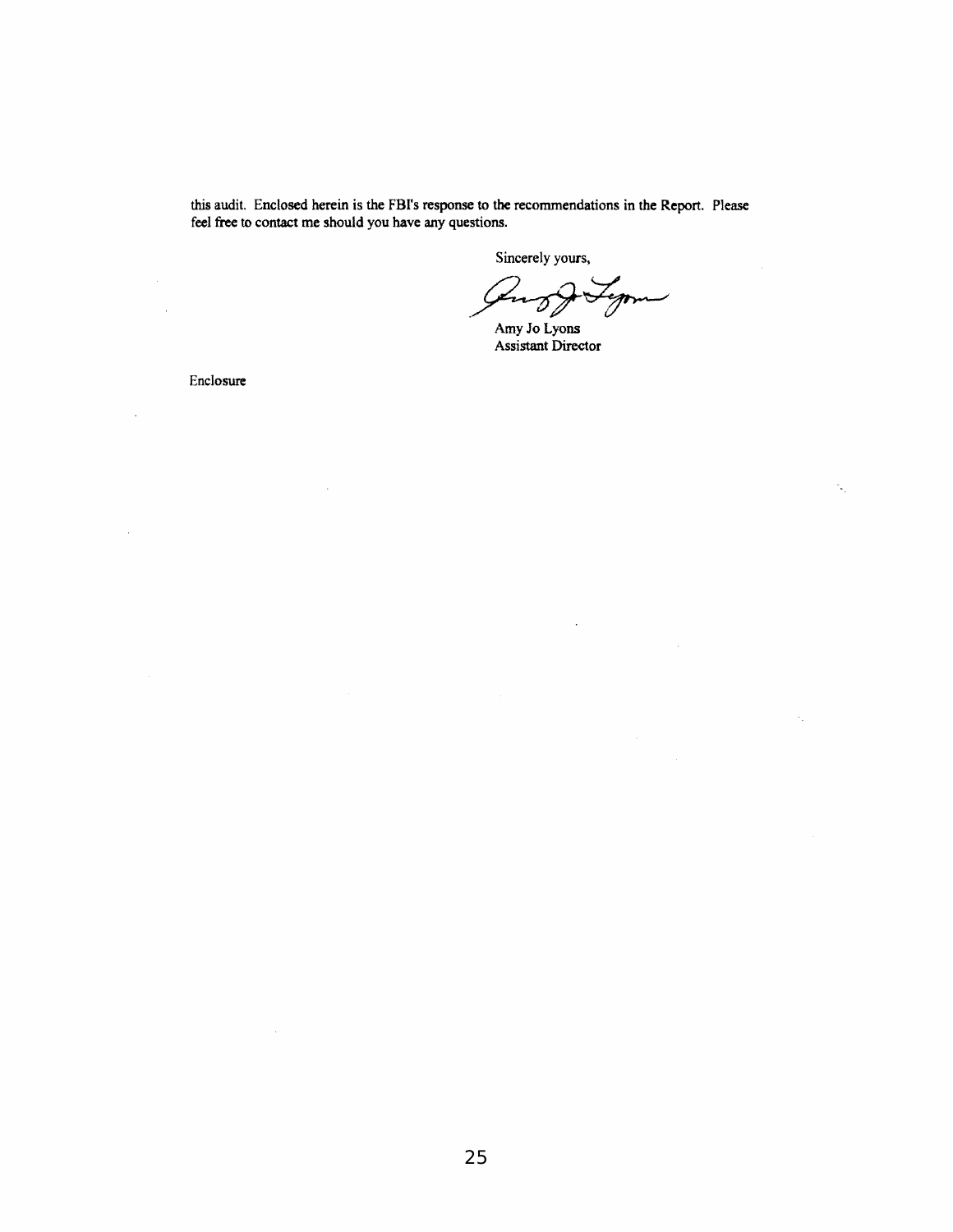this audit. Enclosed herein is the FBI's response to the recommendations in the Report. Please feel free to contact me should you have any questions.

Sincerely yours,

Amy Jo Lyons
Assistant Director

Enclosure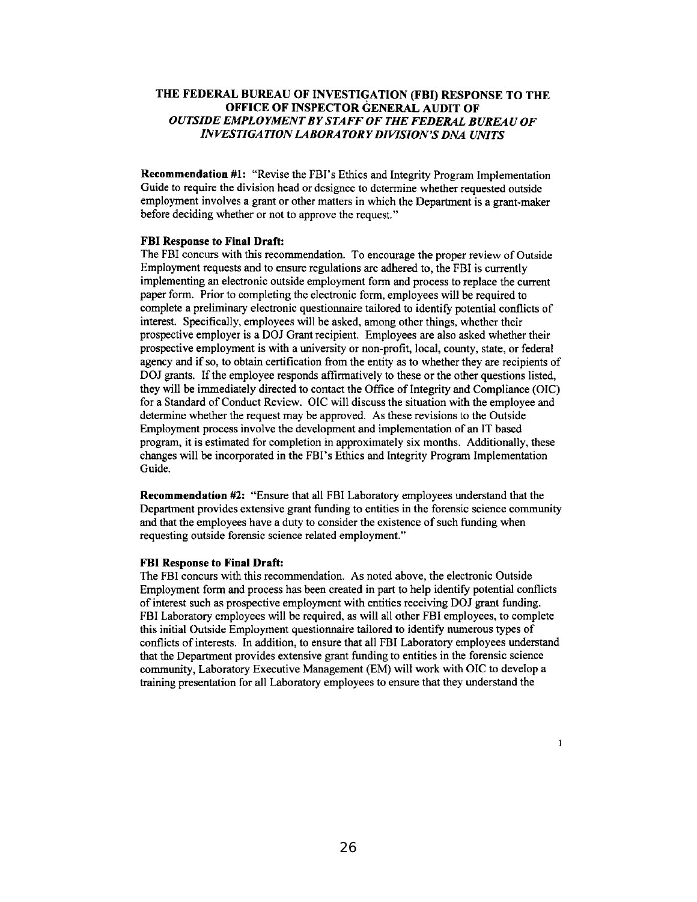## THE FEDERAL BUREAU OF INVESTIGATION (FBI) RESPONSE TO THE OFFICE OF INSPECTOR GENERAL AUDIT OF *OUTSIDE EMPLOYMENT BY STAFF OF THE FEDERAL BUREAU OF INVESTIGATION LABORATORY DIVISION'S DNA UNITS*

**Recommendation #1:** "Revise the FBI's Ethics and Integrity Program Implementation Guide to require the division head or designee to determine whether requested outside employment involves a grant or other matters in which the Department is a grant-maker before deciding whether or not to approve the request."

**FBI Response to Final Draft:**
The FBI concurs with this recommendation. To encourage the proper review of Outside Employment requests and to ensure regulations are adhered to, the FBI is currently implementing an electronic outside employment form and process to replace the current paper form. Prior to completing the electronic form, employees will be required to complete a preliminary electronic questionnaire tailored to identify potential conflicts of interest. Specifically, employees will be asked, among other things, whether their prospective employer is a DOJ Grant recipient. Employees are also asked whether their prospective employment is with a university or non-profit, local, county, state, or federal agency and if so, to obtain certification from the entity as to whether they are recipients of DOJ grants. If the employee responds affirmatively to these or the other questions listed, they will be immediately directed to contact the Office of Integrity and Compliance (OIC) for a Standard of Conduct Review. OIC will discuss the situation with the employee and determine whether the request may be approved. As these revisions to the Outside Employment process involve the development and implementation of an IT based program, it is estimated for completion in approximately six months. Additionally, these changes will be incorporated in the FBI's Ethics and Integrity Program Implementation Guide.

**Recommendation #2:** "Ensure that all FBI Laboratory employees understand that the Department provides extensive grant funding to entities in the forensic science community and that the employees have a duty to consider the existence of such funding when requesting outside forensic science related employment."

**FBI Response to Final Draft:**
The FBI concurs with this recommendation. As noted above, the electronic Outside Employment form and process has been created in part to help identify potential conflicts of interest such as prospective employment with entities receiving DOJ grant funding. FBI Laboratory employees will be required, as will all other FBI employees, to complete this initial Outside Employment questionnaire tailored to identify numerous types of conflicts of interests. In addition, to ensure that all FBI Laboratory employees understand that the Department provides extensive grant funding to entities in the forensic science community, Laboratory Executive Management (EM) will work with OIC to develop a training presentation for all Laboratory employees to ensure that they understand the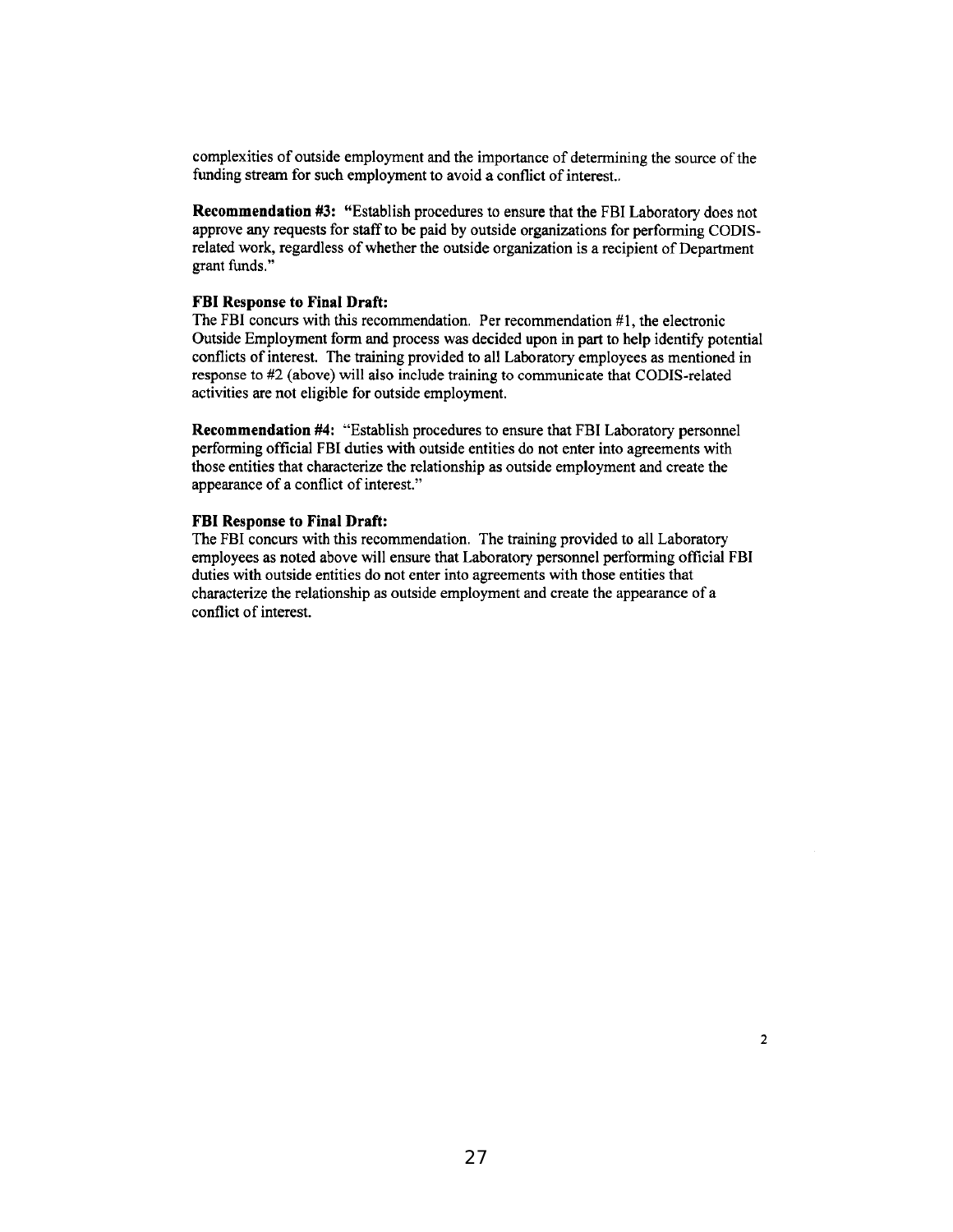complexities of outside employment and the importance of determining the source of the funding stream for such employment to avoid a conflict of interest..

**Recommendation #3:** "Establish procedures to ensure that the FBI Laboratory does not approve any requests for staff to be paid by outside organizations for performing CODIS-related work, regardless of whether the outside organization is a recipient of Department grant funds."

**FBI Response to Final Draft:**
The FBI concurs with this recommendation. Per recommendation #1, the electronic Outside Employment form and process was decided upon in part to help identify potential conflicts of interest. The training provided to all Laboratory employees as mentioned in response to #2 (above) will also include training to communicate that CODIS-related activities are not eligible for outside employment.

**Recommendation #4:** "Establish procedures to ensure that FBI Laboratory personnel performing official FBI duties with outside entities do not enter into agreements with those entities that characterize the relationship as outside employment and create the appearance of a conflict of interest."

**FBI Response to Final Draft:**
The FBI concurs with this recommendation. The training provided to all Laboratory employees as noted above will ensure that Laboratory personnel performing official FBI duties with outside entities do not enter into agreements with those entities that characterize the relationship as outside employment and create the appearance of a conflict of interest.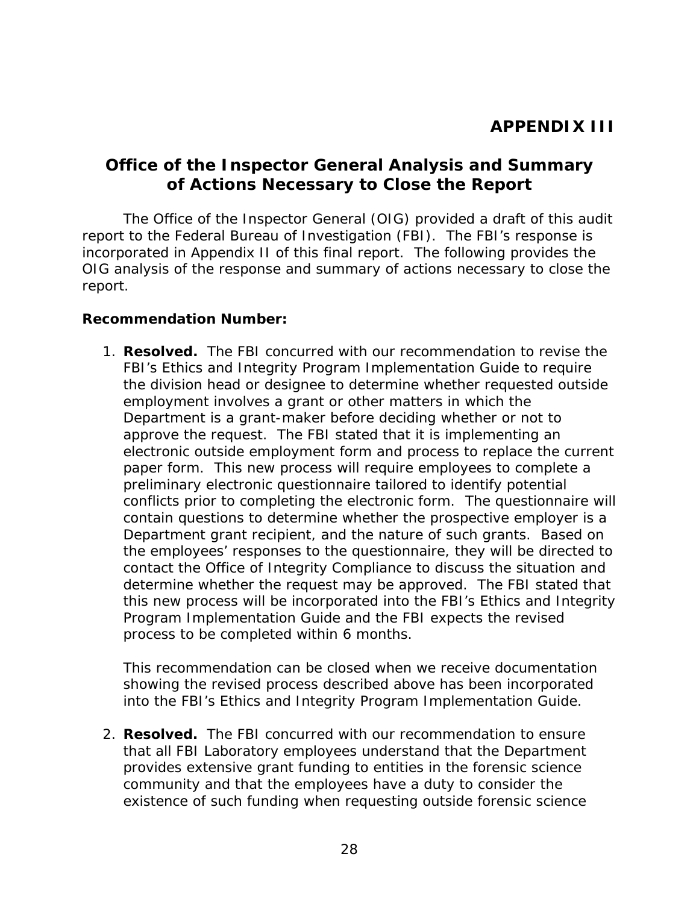# APPENDIX III

## Office of the Inspector General Analysis and Summary of Actions Necessary to Close the Report

The Office of the Inspector General (OIG) provided a draft of this audit report to the Federal Bureau of Investigation (FBI). The FBI's response is incorporated in Appendix II of this final report. The following provides the OIG analysis of the response and summary of actions necessary to close the report.

**Recommendation Number:**

1. **Resolved.** The FBI concurred with our recommendation to revise the FBI's Ethics and Integrity Program Implementation Guide to require the division head or designee to determine whether requested outside employment involves a grant or other matters in which the Department is a grant-maker before deciding whether or not to approve the request. The FBI stated that it is implementing an electronic outside employment form and process to replace the current paper form. This new process will require employees to complete a preliminary electronic questionnaire tailored to identify potential conflicts prior to completing the electronic form. The questionnaire will contain questions to determine whether the prospective employer is a Department grant recipient, and the nature of such grants. Based on the employees' responses to the questionnaire, they will be directed to contact the Office of Integrity Compliance to discuss the situation and determine whether the request may be approved. The FBI stated that this new process will be incorporated into the FBI's Ethics and Integrity Program Implementation Guide and the FBI expects the revised process to be completed within 6 months.

   This recommendation can be closed when we receive documentation showing the revised process described above has been incorporated into the FBI's Ethics and Integrity Program Implementation Guide.

2. **Resolved.** The FBI concurred with our recommendation to ensure that all FBI Laboratory employees understand that the Department provides extensive grant funding to entities in the forensic science community and that the employees have a duty to consider the existence of such funding when requesting outside forensic science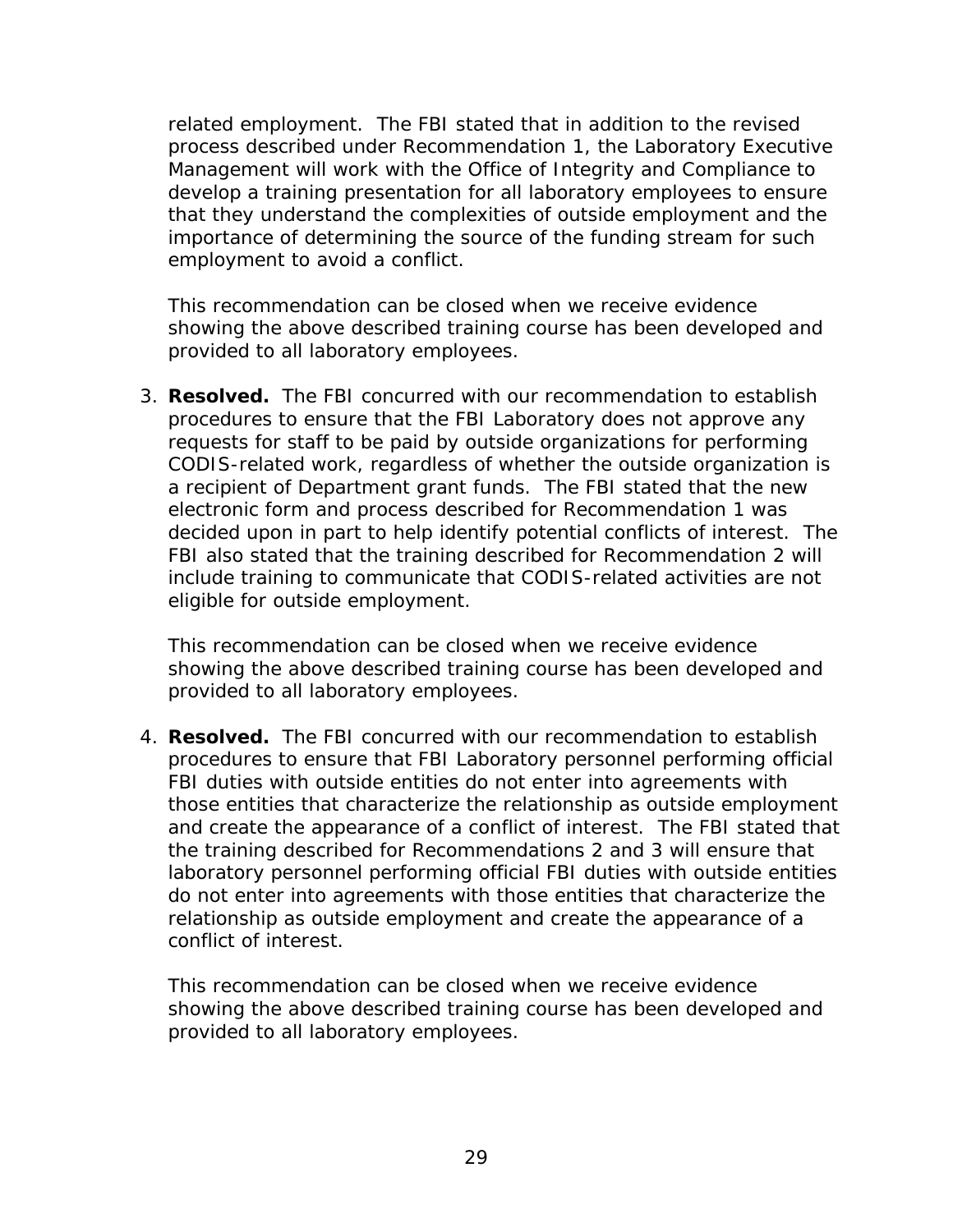related employment. The FBI stated that in addition to the revised process described under Recommendation 1, the Laboratory Executive Management will work with the Office of Integrity and Compliance to develop a training presentation for all laboratory employees to ensure that they understand the complexities of outside employment and the importance of determining the source of the funding stream for such employment to avoid a conflict.

This recommendation can be closed when we receive evidence showing the above described training course has been developed and provided to all laboratory employees.

3. **Resolved.** The FBI concurred with our recommendation to establish procedures to ensure that the FBI Laboratory does not approve any requests for staff to be paid by outside organizations for performing CODIS-related work, regardless of whether the outside organization is a recipient of Department grant funds. The FBI stated that the new electronic form and process described for Recommendation 1 was decided upon in part to help identify potential conflicts of interest. The FBI also stated that the training described for Recommendation 2 will include training to communicate that CODIS-related activities are not eligible for outside employment.

   This recommendation can be closed when we receive evidence showing the above described training course has been developed and provided to all laboratory employees.

4. **Resolved.** The FBI concurred with our recommendation to establish procedures to ensure that FBI Laboratory personnel performing official FBI duties with outside entities do not enter into agreements with those entities that characterize the relationship as outside employment and create the appearance of a conflict of interest. The FBI stated that the training described for Recommendations 2 and 3 will ensure that laboratory personnel performing official FBI duties with outside entities do not enter into agreements with those entities that characterize the relationship as outside employment and create the appearance of a conflict of interest.

   This recommendation can be closed when we receive evidence showing the above described training course has been developed and provided to all laboratory employees.